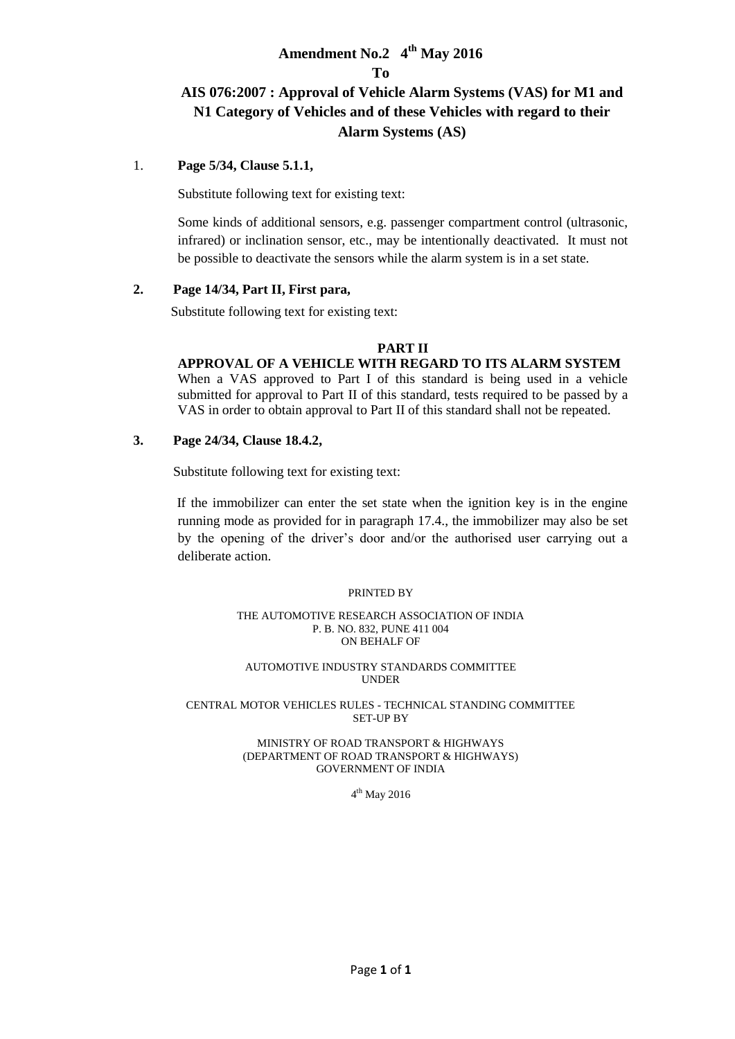# Amendment No.2 4th May 2016

## To

## AIS 076:2007 : Approval of Vehicle Alarm Systems (VAS) for M1 and N1 Category of Vehicles and of these Vehicles with regard to their Alarm Systems (AS)

1. **Page 5/34, Clause 5.1.1,**

   Substitute following text for existing text:

   Some kinds of additional sensors, e.g. passenger compartment control (ultrasonic, infrared) or inclination sensor, etc., may be intentionally deactivated. It must not be possible to deactivate the sensors while the alarm system is in a set state.

2. **Page 14/34, Part II, First para,**

   Substitute following text for existing text:

   **PART II**

   **APPROVAL OF A VEHICLE WITH REGARD TO ITS ALARM SYSTEM**

   When a VAS approved to Part I of this standard is being used in a vehicle submitted for approval to Part II of this standard, tests required to be passed by a VAS in order to obtain approval to Part II of this standard shall not be repeated.

3. **Page 24/34, Clause 18.4.2,**

   Substitute following text for existing text:

   If the immobilizer can enter the set state when the ignition key is in the engine running mode as provided for in paragraph 17.4., the immobilizer may also be set by the opening of the driver's door and/or the authorised user carrying out a deliberate action.

PRINTED BY

THE AUTOMOTIVE RESEARCH ASSOCIATION OF INDIA
P. B. NO. 832, PUNE 411 004
ON BEHALF OF

AUTOMOTIVE INDUSTRY STANDARDS COMMITTEE
UNDER

CENTRAL MOTOR VEHICLES RULES - TECHNICAL STANDING COMMITTEE
SET-UP BY

MINISTRY OF ROAD TRANSPORT & HIGHWAYS
(DEPARTMENT OF ROAD TRANSPORT & HIGHWAYS)
GOVERNMENT OF INDIA

4th May 2016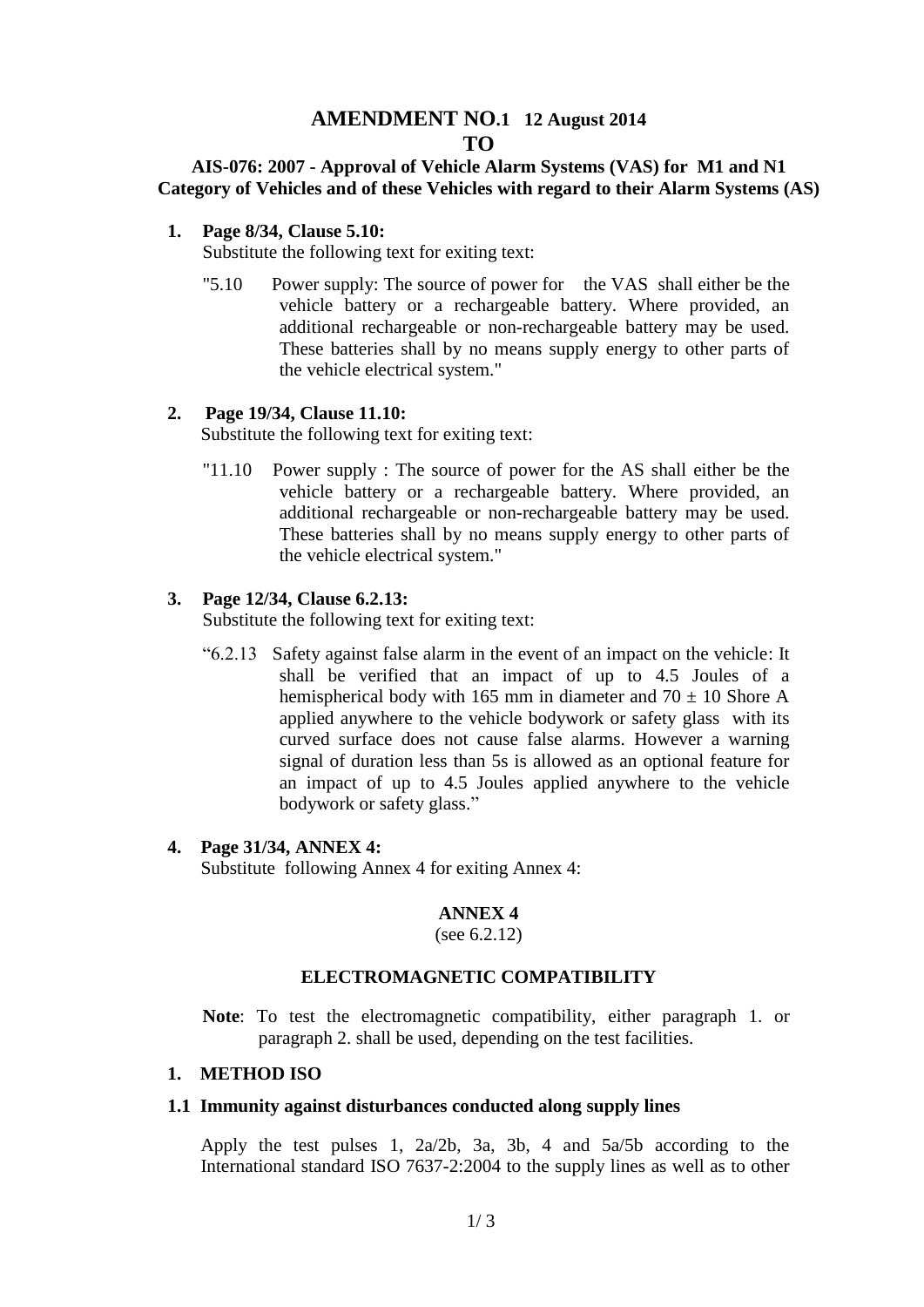# AMENDMENT NO.1 12 August 2014

# TO

## AIS-076: 2007 - Approval of Vehicle Alarm Systems (VAS) for M1 and N1 Category of Vehicles and of these Vehicles with regard to their Alarm Systems (AS)

**1. Page 8/34, Clause 5.10:**

Substitute the following text for exiting text:

"5.10 Power supply: The source of power for the VAS shall either be the vehicle battery or a rechargeable battery. Where provided, an additional rechargeable or non-rechargeable battery may be used. These batteries shall by no means supply energy to other parts of the vehicle electrical system."

**2. Page 19/34, Clause 11.10:**

Substitute the following text for exiting text:

"11.10 Power supply : The source of power for the AS shall either be the vehicle battery or a rechargeable battery. Where provided, an additional rechargeable or non-rechargeable battery may be used. These batteries shall by no means supply energy to other parts of the vehicle electrical system."

**3. Page 12/34, Clause 6.2.13:**

Substitute the following text for exiting text:

"6.2.13 Safety against false alarm in the event of an impact on the vehicle: It shall be verified that an impact of up to 4.5 Joules of a hemispherical body with 165 mm in diameter and $70 \pm 10$ Shore A applied anywhere to the vehicle bodywork or safety glass with its curved surface does not cause false alarms. However a warning signal of duration less than 5s is allowed as an optional feature for an impact of up to 4.5 Joules applied anywhere to the vehicle bodywork or safety glass."

**4. Page 31/34, ANNEX 4:**

Substitute following Annex 4 for exiting Annex 4:

**ANNEX 4**

(see 6.2.12)

**ELECTROMAGNETIC COMPATIBILITY**

**Note**: To test the electromagnetic compatibility, either paragraph 1. or paragraph 2. shall be used, depending on the test facilities.

**1. METHOD ISO**

**1.1 Immunity against disturbances conducted along supply lines**

Apply the test pulses 1, 2a/2b, 3a, 3b, 4 and 5a/5b according to the International standard ISO 7637-2:2004 to the supply lines as well as to other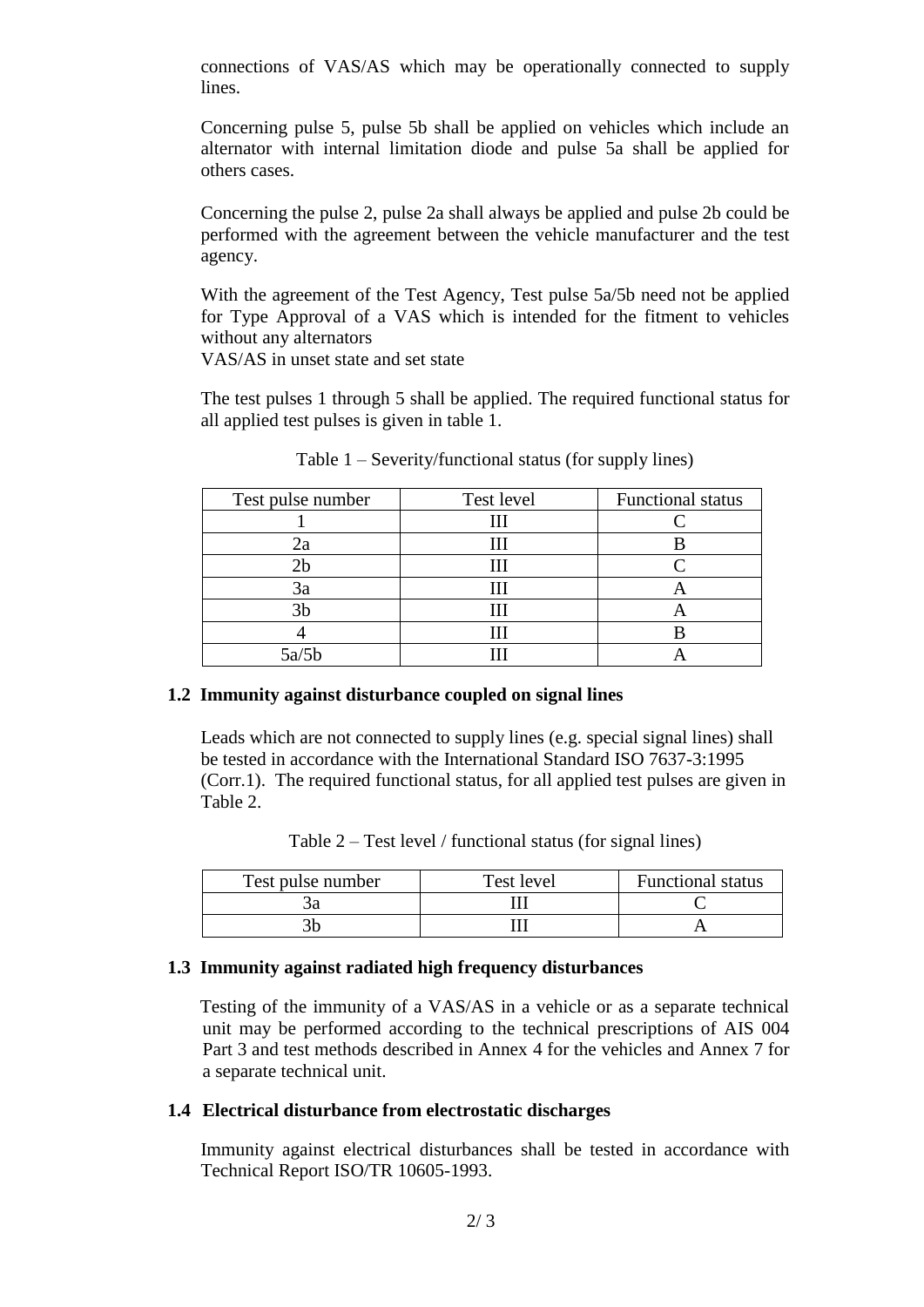connections of VAS/AS which may be operationally connected to supply lines.

Concerning pulse 5, pulse 5b shall be applied on vehicles which include an alternator with internal limitation diode and pulse 5a shall be applied for others cases.

Concerning the pulse 2, pulse 2a shall always be applied and pulse 2b could be performed with the agreement between the vehicle manufacturer and the test agency.

With the agreement of the Test Agency, Test pulse 5a/5b need not be applied for Type Approval of a VAS which is intended for the fitment to vehicles without any alternators
VAS/AS in unset state and set state

The test pulses 1 through 5 shall be applied. The required functional status for all applied test pulses is given in table 1.

Table 1 – Severity/functional status (for supply lines)

| Test pulse number | Test level | Functional status |
|---|---|---|
| 1 | III | C |
| 2a | III | B |
| 2b | III | C |
| 3a | III | A |
| 3b | III | A |
| 4 | III | B |
| 5a/5b | III | A |

### 1.2 Immunity against disturbance coupled on signal lines

Leads which are not connected to supply lines (e.g. special signal lines) shall be tested in accordance with the International Standard ISO 7637-3:1995 (Corr.1). The required functional status, for all applied test pulses are given in Table 2.

Table 2 – Test level / functional status (for signal lines)

| Test pulse number | Test level | Functional status |
|---|---|---|
| 3a | III | C |
| 3b | III | A |

### 1.3 Immunity against radiated high frequency disturbances

Testing of the immunity of a VAS/AS in a vehicle or as a separate technical unit may be performed according to the technical prescriptions of AIS 004 Part 3 and test methods described in Annex 4 for the vehicles and Annex 7 for a separate technical unit.

### 1.4 Electrical disturbance from electrostatic discharges

Immunity against electrical disturbances shall be tested in accordance with Technical Report ISO/TR 10605-1993.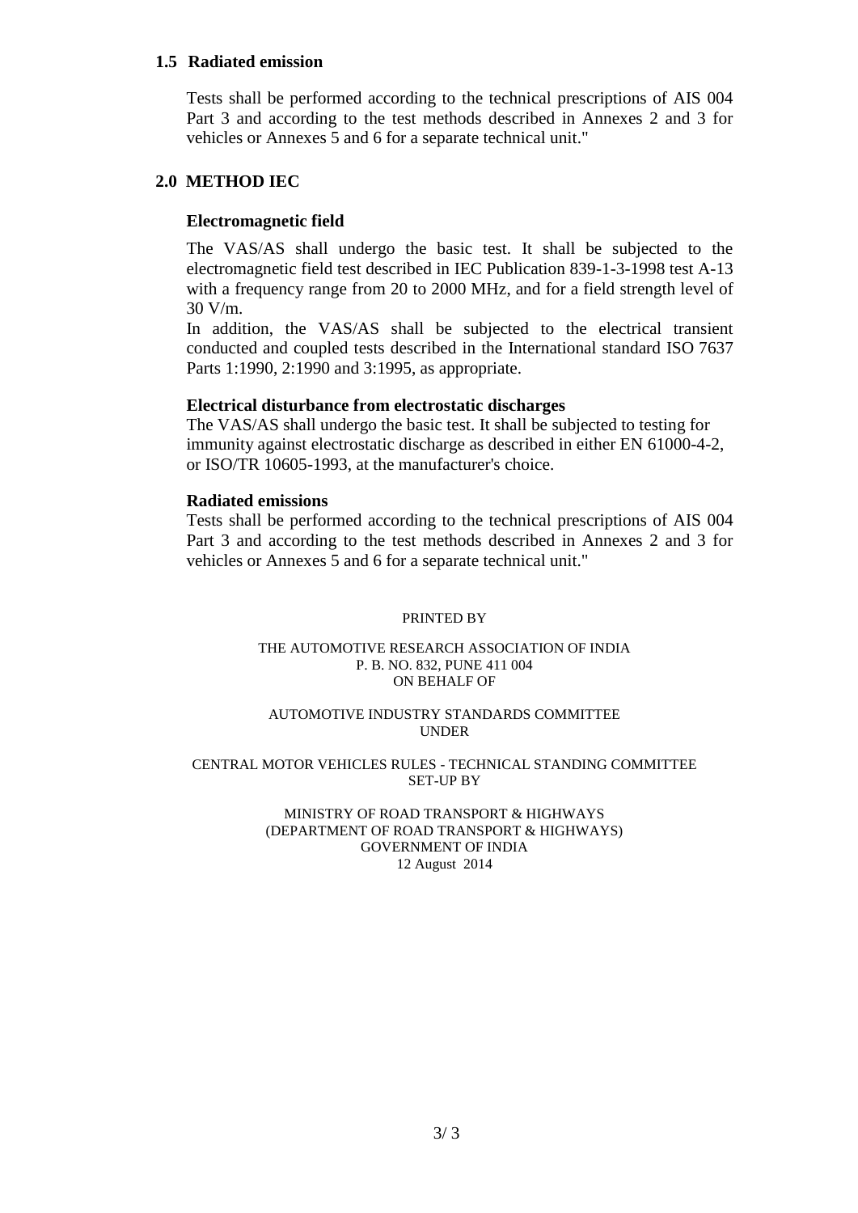### 1.5 Radiated emission

Tests shall be performed according to the technical prescriptions of AIS 004 Part 3 and according to the test methods described in Annexes 2 and 3 for vehicles or Annexes 5 and 6 for a separate technical unit."

## 2.0 METHOD IEC

**Electromagnetic field**

The VAS/AS shall undergo the basic test. It shall be subjected to the electromagnetic field test described in IEC Publication 839-1-3-1998 test A-13 with a frequency range from 20 to 2000 MHz, and for a field strength level of 30 V/m.

In addition, the VAS/AS shall be subjected to the electrical transient conducted and coupled tests described in the International standard ISO 7637 Parts 1:1990, 2:1990 and 3:1995, as appropriate.

**Electrical disturbance from electrostatic discharges**

The VAS/AS shall undergo the basic test. It shall be subjected to testing for immunity against electrostatic discharge as described in either EN 61000-4-2, or ISO/TR 10605-1993, at the manufacturer's choice.

**Radiated emissions**

Tests shall be performed according to the technical prescriptions of AIS 004 Part 3 and according to the test methods described in Annexes 2 and 3 for vehicles or Annexes 5 and 6 for a separate technical unit."

PRINTED BY

THE AUTOMOTIVE RESEARCH ASSOCIATION OF INDIA
P. B. NO. 832, PUNE 411 004
ON BEHALF OF

AUTOMOTIVE INDUSTRY STANDARDS COMMITTEE
UNDER

CENTRAL MOTOR VEHICLES RULES - TECHNICAL STANDING COMMITTEE
SET-UP BY

MINISTRY OF ROAD TRANSPORT & HIGHWAYS
(DEPARTMENT OF ROAD TRANSPORT & HIGHWAYS)
GOVERNMENT OF INDIA
12 August 2014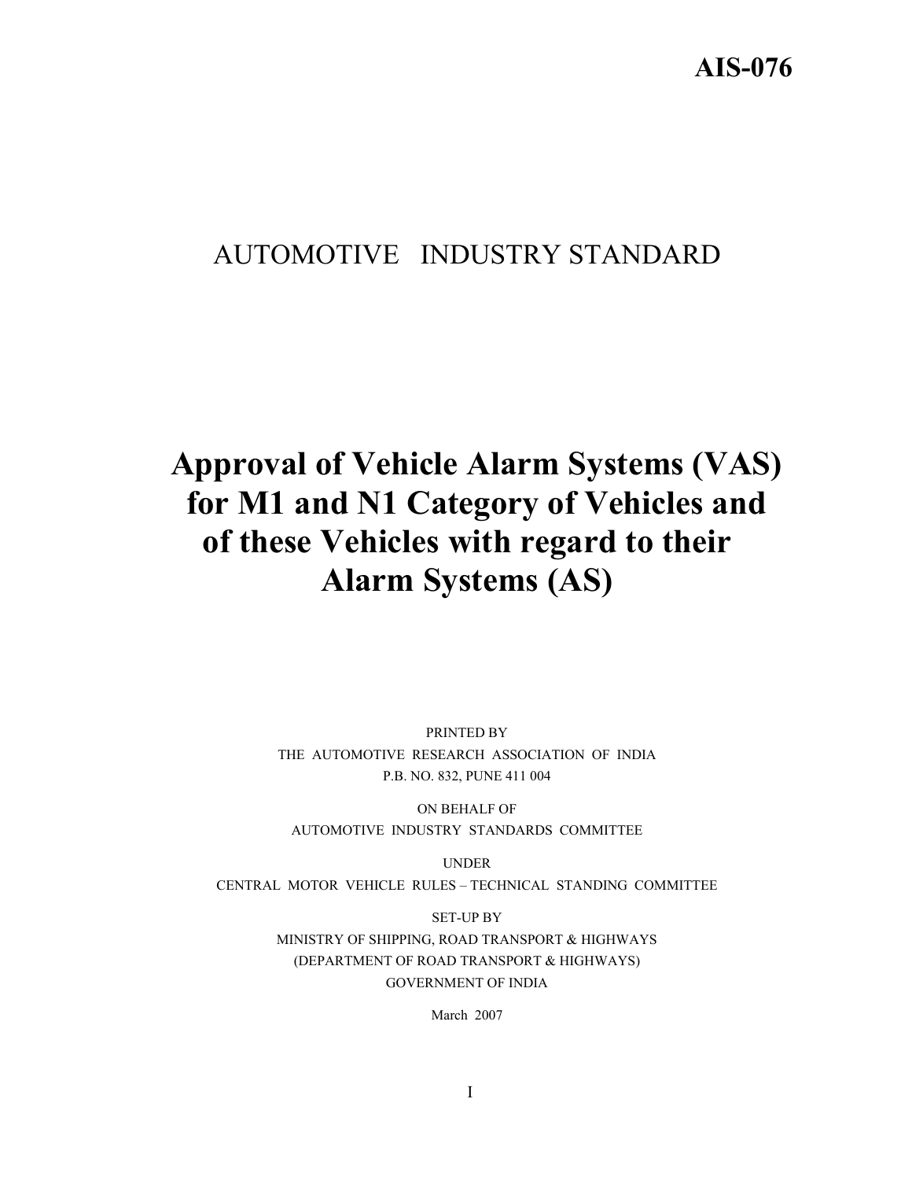# AIS-076

## AUTOMOTIVE INDUSTRY STANDARD

# Approval of Vehicle Alarm Systems (VAS) for M1 and N1 Category of Vehicles and of these Vehicles with regard to their Alarm Systems (AS)

PRINTED BY
THE AUTOMOTIVE RESEARCH ASSOCIATION OF INDIA
P.B. NO. 832, PUNE 411 004

ON BEHALF OF
AUTOMOTIVE INDUSTRY STANDARDS COMMITTEE

UNDER
CENTRAL MOTOR VEHICLE RULES – TECHNICAL STANDING COMMITTEE

SET-UP BY
MINISTRY OF SHIPPING, ROAD TRANSPORT & HIGHWAYS
(DEPARTMENT OF ROAD TRANSPORT & HIGHWAYS)
GOVERNMENT OF INDIA

March 2007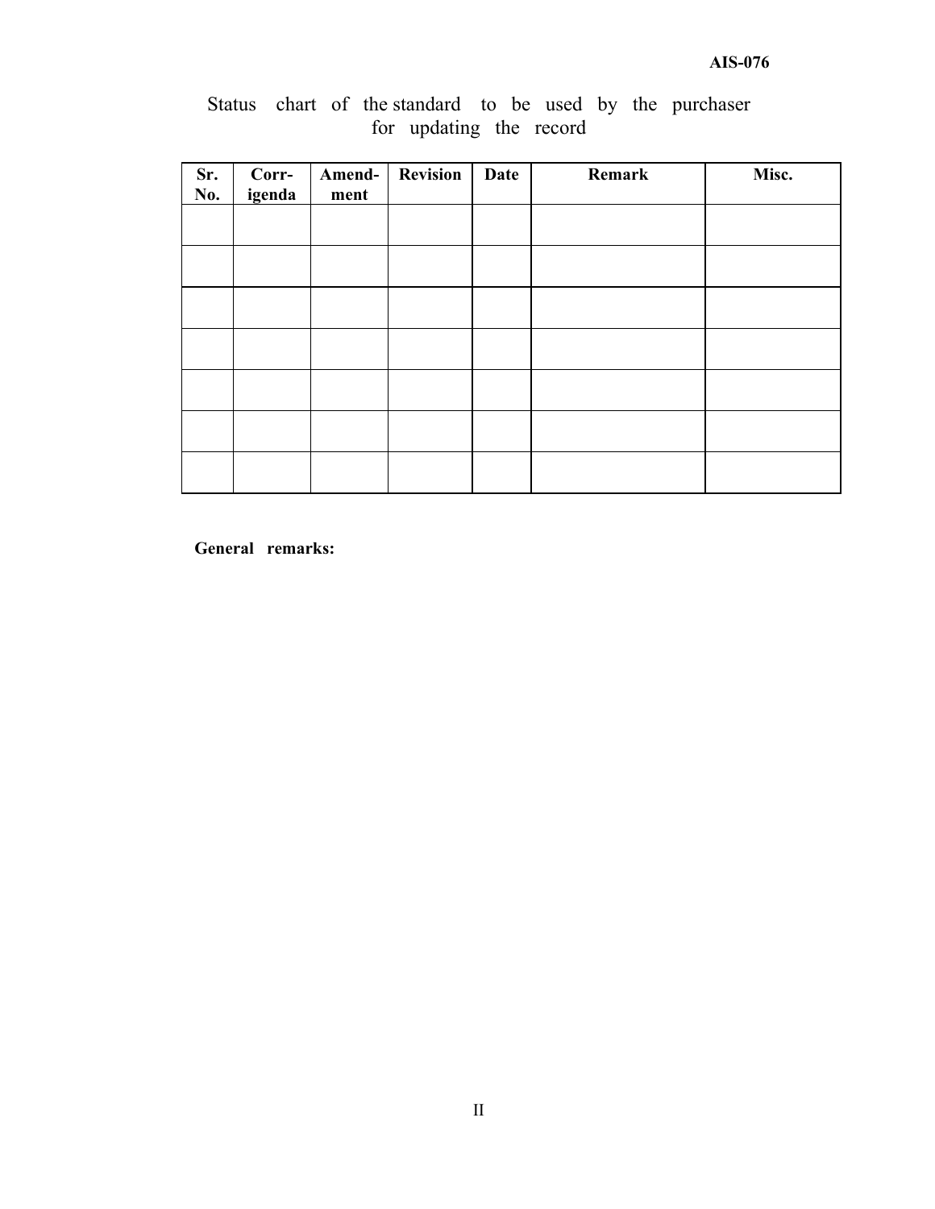Status chart of the standard to be used by the purchaser for updating the record

| Sr. No. | Corr-igenda | Amend-ment | Revision | Date | Remark | Misc. |
|---|---|---|---|---|---|---|
| | | | | | | |
| | | | | | | |
| | | | | | | |
| | | | | | | |
| | | | | | | |
| | | | | | | |
| | | | | | | |

**General remarks:**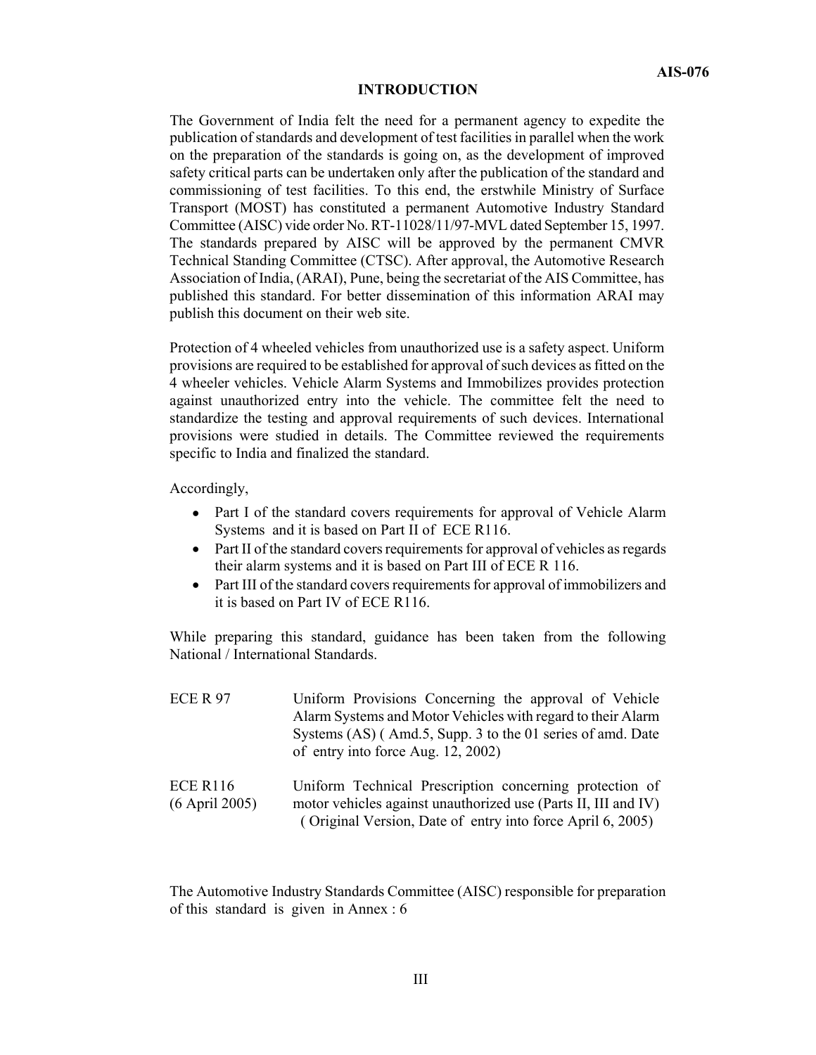## INTRODUCTION

The Government of India felt the need for a permanent agency to expedite the publication of standards and development of test facilities in parallel when the work on the preparation of the standards is going on, as the development of improved safety critical parts can be undertaken only after the publication of the standard and commissioning of test facilities. To this end, the erstwhile Ministry of Surface Transport (MOST) has constituted a permanent Automotive Industry Standard Committee (AISC) vide order No. RT-11028/11/97-MVL dated September 15, 1997. The standards prepared by AISC will be approved by the permanent CMVR Technical Standing Committee (CTSC). After approval, the Automotive Research Association of India, (ARAI), Pune, being the secretariat of the AIS Committee, has published this standard. For better dissemination of this information ARAI may publish this document on their web site.

Protection of 4 wheeled vehicles from unauthorized use is a safety aspect. Uniform provisions are required to be established for approval of such devices as fitted on the 4 wheeler vehicles. Vehicle Alarm Systems and Immobilizes provides protection against unauthorized entry into the vehicle. The committee felt the need to standardize the testing and approval requirements of such devices. International provisions were studied in details. The Committee reviewed the requirements specific to India and finalized the standard.

Accordingly,

- Part I of the standard covers requirements for approval of Vehicle Alarm Systems and it is based on Part II of ECE R116.
- Part II of the standard covers requirements for approval of vehicles as regards their alarm systems and it is based on Part III of ECE R 116.
- Part III of the standard covers requirements for approval of immobilizers and it is based on Part IV of ECE R116.

While preparing this standard, guidance has been taken from the following National / International Standards.

| | |
|---|---|
| ECE R 97 | Uniform Provisions Concerning the approval of Vehicle Alarm Systems and Motor Vehicles with regard to their Alarm Systems (AS) ( Amd.5, Supp. 3 to the 01 series of amd. Date of entry into force Aug. 12, 2002) |
| ECE R116 (6 April 2005) | Uniform Technical Prescription concerning protection of motor vehicles against unauthorized use (Parts II, III and IV) ( Original Version, Date of entry into force April 6, 2005) |

The Automotive Industry Standards Committee (AISC) responsible for preparation of this standard is given in Annex : 6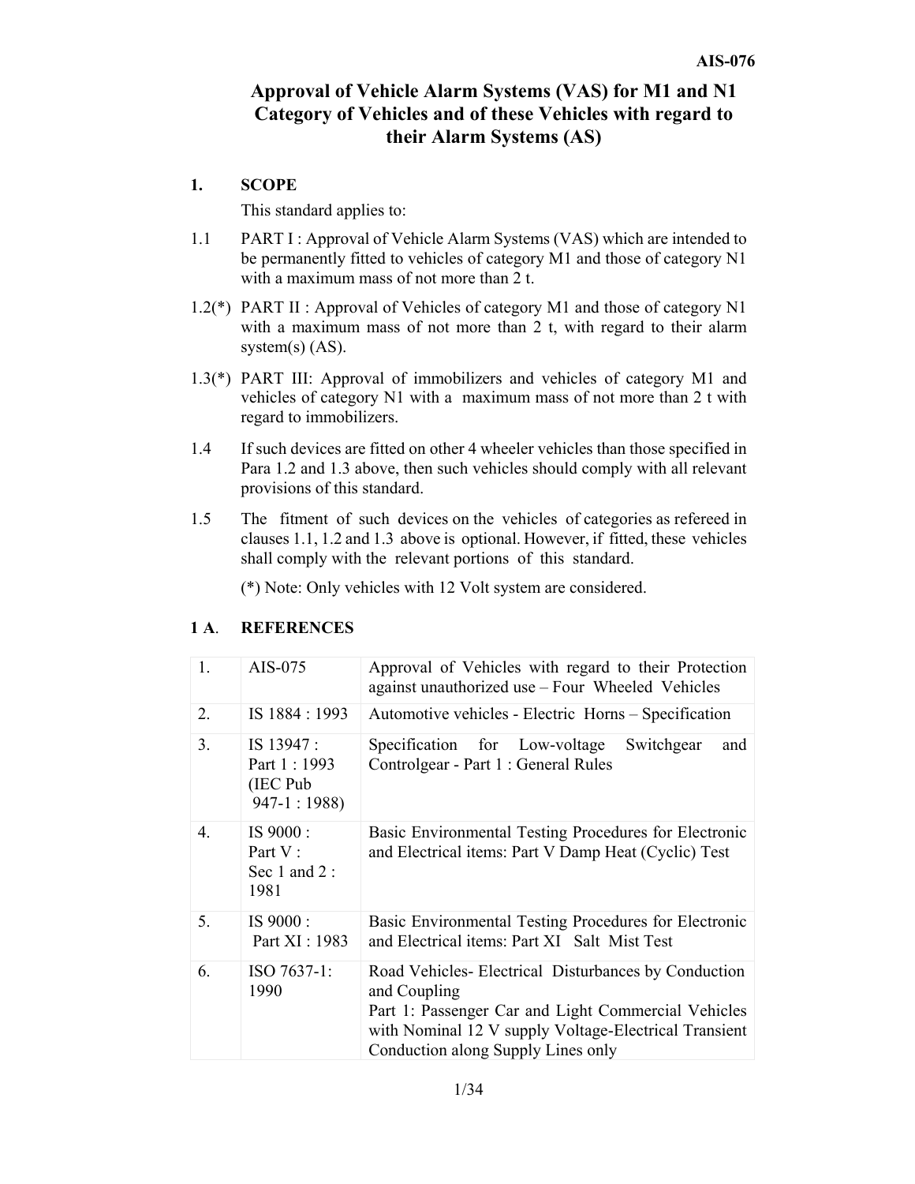# Approval of Vehicle Alarm Systems (VAS) for M1 and N1 Category of Vehicles and of these Vehicles with regard to their Alarm Systems (AS)

## 1. SCOPE

This standard applies to:

1.1 PART I : Approval of Vehicle Alarm Systems (VAS) which are intended to be permanently fitted to vehicles of category M1 and those of category N1 with a maximum mass of not more than 2 t.

1.2(*) PART II : Approval of Vehicles of category M1 and those of category N1 with a maximum mass of not more than 2 t, with regard to their alarm system(s) (AS).

1.3(*) PART III: Approval of immobilizers and vehicles of category M1 and vehicles of category N1 with a maximum mass of not more than 2 t with regard to immobilizers.

1.4 If such devices are fitted on other 4 wheeler vehicles than those specified in Para 1.2 and 1.3 above, then such vehicles should comply with all relevant provisions of this standard.

1.5 The fitment of such devices on the vehicles of categories as refereed in clauses 1.1, 1.2 and 1.3 above is optional. However, if fitted, these vehicles shall comply with the relevant portions of this standard.

(*) Note: Only vehicles with 12 Volt system are considered.

## 1 A. REFERENCES

| | | |
|---|---|---|
| 1. | AIS-075 | Approval of Vehicles with regard to their Protection against unauthorized use – Four Wheeled Vehicles |
| 2. | IS 1884 : 1993 | Automotive vehicles - Electric Horns – Specification |
| 3. | IS 13947 : Part 1 : 1993 (IEC Pub 947-1 : 1988) | Specification for Low-voltage Switchgear and Controlgear - Part 1 : General Rules |
| 4. | IS 9000 : Part V : Sec 1 and 2 : 1981 | Basic Environmental Testing Procedures for Electronic and Electrical items: Part V Damp Heat (Cyclic) Test |
| 5. | IS 9000 : Part XI : 1983 | Basic Environmental Testing Procedures for Electronic and Electrical items: Part XI Salt Mist Test |
| 6. | ISO 7637-1: 1990 | Road Vehicles- Electrical Disturbances by Conduction and Coupling<br>Part 1: Passenger Car and Light Commercial Vehicles with Nominal 12 V supply Voltage-Electrical Transient Conduction along Supply Lines only |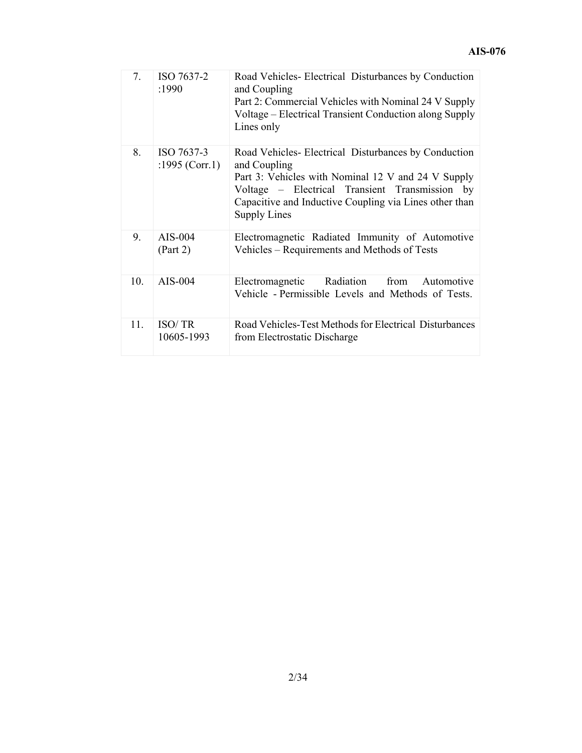| | | |
|---|---|---|
| 7. | ISO 7637-2 :1990 | Road Vehicles- Electrical Disturbances by Conduction and Coupling<br>Part 2: Commercial Vehicles with Nominal 24 V Supply Voltage – Electrical Transient Conduction along Supply Lines only |
| 8. | ISO 7637-3 :1995 (Corr.1) | Road Vehicles- Electrical Disturbances by Conduction and Coupling<br>Part 3: Vehicles with Nominal 12 V and 24 V Supply Voltage – Electrical Transient Transmission by Capacitive and Inductive Coupling via Lines other than Supply Lines |
| 9. | AIS-004 (Part 2) | Electromagnetic Radiated Immunity of Automotive Vehicles – Requirements and Methods of Tests |
| 10. | AIS-004 | Electromagnetic Radiation from Automotive Vehicle - Permissible Levels and Methods of Tests. |
| 11. | ISO/ TR 10605-1993 | Road Vehicles-Test Methods for Electrical Disturbances from Electrostatic Discharge |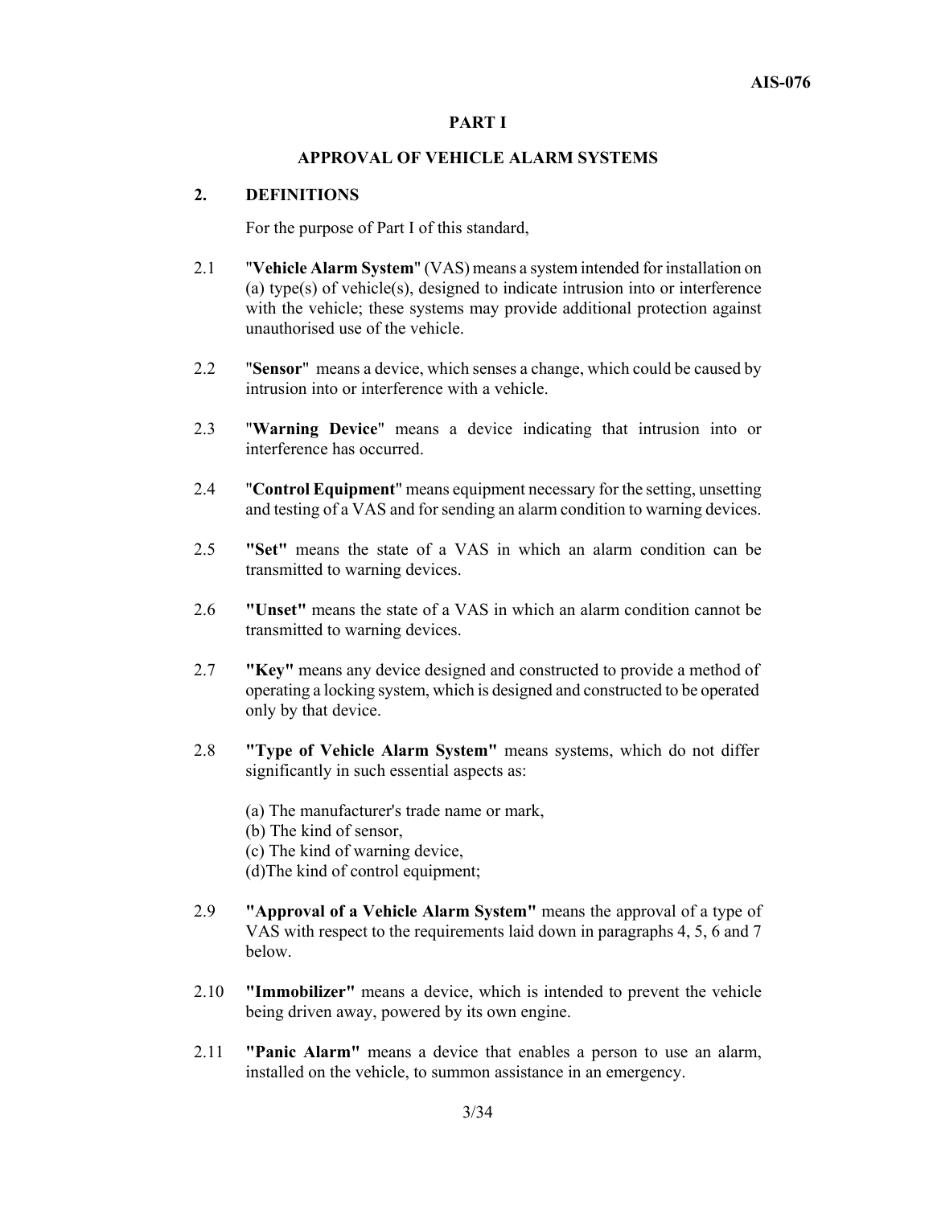# PART I

## APPROVAL OF VEHICLE ALARM SYSTEMS

### 2. DEFINITIONS

For the purpose of Part I of this standard,

2.1 "**Vehicle Alarm System**" (VAS) means a system intended for installation on (a) type(s) of vehicle(s), designed to indicate intrusion into or interference with the vehicle; these systems may provide additional protection against unauthorised use of the vehicle.

2.2 "**Sensor**" means a device, which senses a change, which could be caused by intrusion into or interference with a vehicle.

2.3 "**Warning Device**" means a device indicating that intrusion into or interference has occurred.

2.4 "**Control Equipment**" means equipment necessary for the setting, unsetting and testing of a VAS and for sending an alarm condition to warning devices.

2.5 **"Set"** means the state of a VAS in which an alarm condition can be transmitted to warning devices.

2.6 **"Unset"** means the state of a VAS in which an alarm condition cannot be transmitted to warning devices.

2.7 **"Key"** means any device designed and constructed to provide a method of operating a locking system, which is designed and constructed to be operated only by that device.

2.8 **"Type of Vehicle Alarm System"** means systems, which do not differ significantly in such essential aspects as:

(a) The manufacturer's trade name or mark,
(b) The kind of sensor,
(c) The kind of warning device,
(d)The kind of control equipment;

2.9 **"Approval of a Vehicle Alarm System"** means the approval of a type of VAS with respect to the requirements laid down in paragraphs 4, 5, 6 and 7 below.

2.10 **"Immobilizer"** means a device, which is intended to prevent the vehicle being driven away, powered by its own engine.

2.11 **"Panic Alarm"** means a device that enables a person to use an alarm, installed on the vehicle, to summon assistance in an emergency.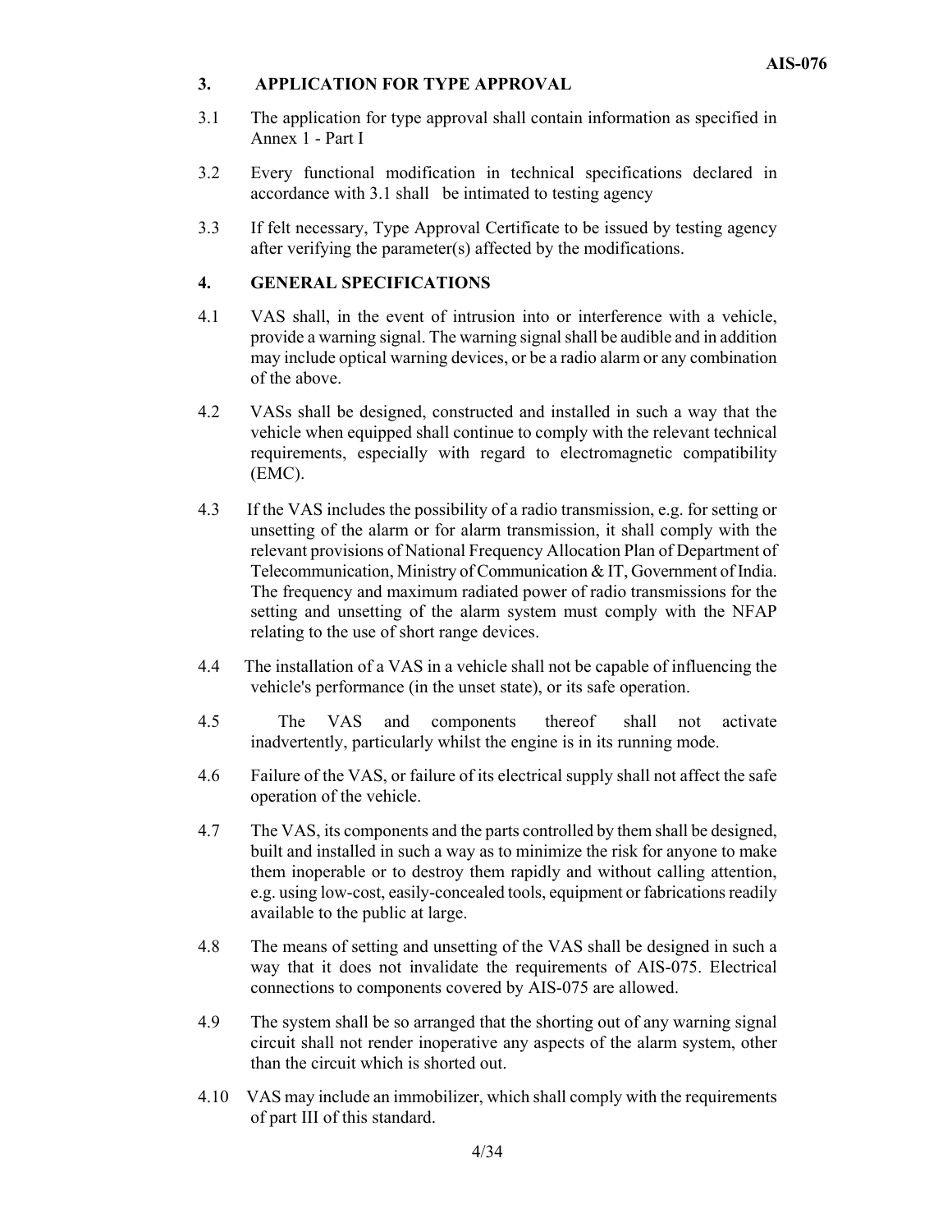## 3. APPLICATION FOR TYPE APPROVAL

3.1 The application for type approval shall contain information as specified in Annex 1 - Part I

3.2 Every functional modification in technical specifications declared in accordance with 3.1 shall be intimated to testing agency

3.3 If felt necessary, Type Approval Certificate to be issued by testing agency after verifying the parameter(s) affected by the modifications.

## 4. GENERAL SPECIFICATIONS

4.1 VAS shall, in the event of intrusion into or interference with a vehicle, provide a warning signal. The warning signal shall be audible and in addition may include optical warning devices, or be a radio alarm or any combination of the above.

4.2 VASs shall be designed, constructed and installed in such a way that the vehicle when equipped shall continue to comply with the relevant technical requirements, especially with regard to electromagnetic compatibility (EMC).

4.3 If the VAS includes the possibility of a radio transmission, e.g. for setting or unsetting of the alarm or for alarm transmission, it shall comply with the relevant provisions of National Frequency Allocation Plan of Department of Telecommunication, Ministry of Communication & IT, Government of India. The frequency and maximum radiated power of radio transmissions for the setting and unsetting of the alarm system must comply with the NFAP relating to the use of short range devices.

4.4 The installation of a VAS in a vehicle shall not be capable of influencing the vehicle's performance (in the unset state), or its safe operation.

4.5 The VAS and components thereof shall not activate inadvertently, particularly whilst the engine is in its running mode.

4.6 Failure of the VAS, or failure of its electrical supply shall not affect the safe operation of the vehicle.

4.7 The VAS, its components and the parts controlled by them shall be designed, built and installed in such a way as to minimize the risk for anyone to make them inoperable or to destroy them rapidly and without calling attention, e.g. using low-cost, easily-concealed tools, equipment or fabrications readily available to the public at large.

4.8 The means of setting and unsetting of the VAS shall be designed in such a way that it does not invalidate the requirements of AIS-075. Electrical connections to components covered by AIS-075 are allowed.

4.9 The system shall be so arranged that the shorting out of any warning signal circuit shall not render inoperative any aspects of the alarm system, other than the circuit which is shorted out.

4.10 VAS may include an immobilizer, which shall comply with the requirements of part III of this standard.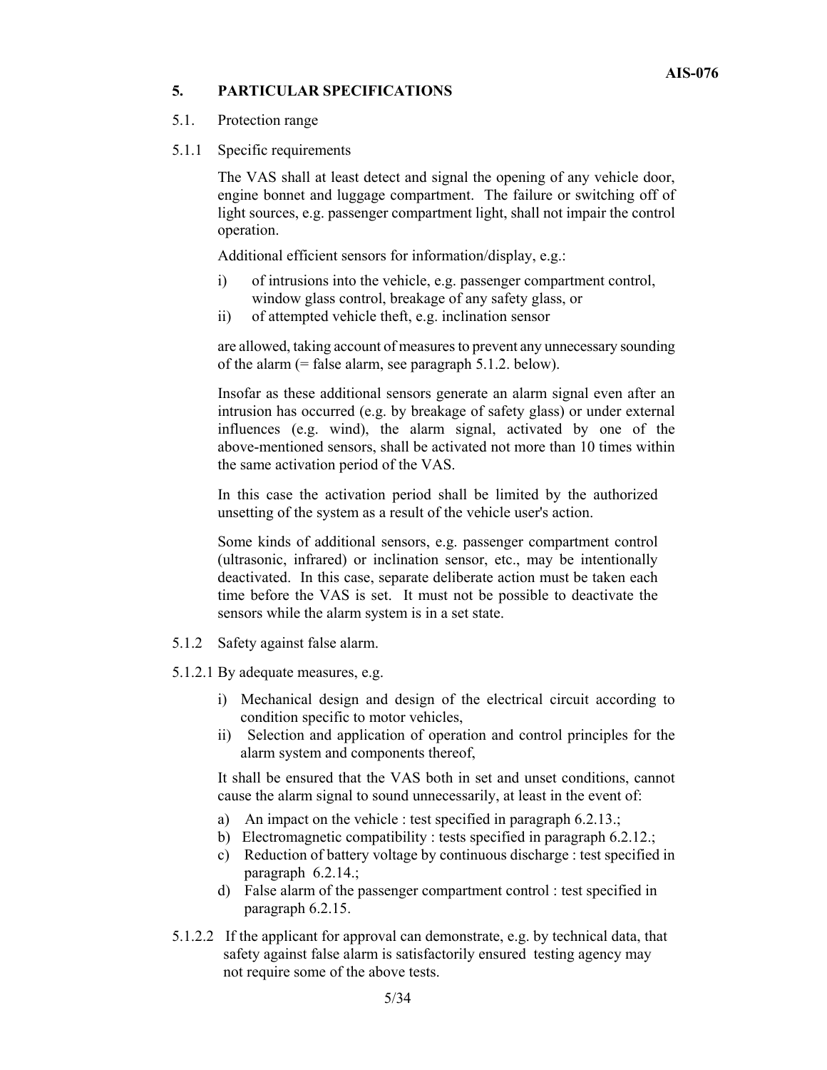## 5. PARTICULAR SPECIFICATIONS

5.1. Protection range

5.1.1 Specific requirements

The VAS shall at least detect and signal the opening of any vehicle door, engine bonnet and luggage compartment. The failure or switching off of light sources, e.g. passenger compartment light, shall not impair the control operation.

Additional efficient sensors for information/display, e.g.:

i) of intrusions into the vehicle, e.g. passenger compartment control, window glass control, breakage of any safety glass, or
ii) of attempted vehicle theft, e.g. inclination sensor

are allowed, taking account of measures to prevent any unnecessary sounding of the alarm (= false alarm, see paragraph 5.1.2. below).

Insofar as these additional sensors generate an alarm signal even after an intrusion has occurred (e.g. by breakage of safety glass) or under external influences (e.g. wind), the alarm signal, activated by one of the above-mentioned sensors, shall be activated not more than 10 times within the same activation period of the VAS.

In this case the activation period shall be limited by the authorized unsetting of the system as a result of the vehicle user's action.

Some kinds of additional sensors, e.g. passenger compartment control (ultrasonic, infrared) or inclination sensor, etc., may be intentionally deactivated. In this case, separate deliberate action must be taken each time before the VAS is set. It must not be possible to deactivate the sensors while the alarm system is in a set state.

5.1.2 Safety against false alarm.

5.1.2.1 By adequate measures, e.g.

i) Mechanical design and design of the electrical circuit according to condition specific to motor vehicles,
ii) Selection and application of operation and control principles for the alarm system and components thereof,

It shall be ensured that the VAS both in set and unset conditions, cannot cause the alarm signal to sound unnecessarily, at least in the event of:

a) An impact on the vehicle : test specified in paragraph 6.2.13.;
b) Electromagnetic compatibility : tests specified in paragraph 6.2.12.;
c) Reduction of battery voltage by continuous discharge : test specified in paragraph 6.2.14.;
d) False alarm of the passenger compartment control : test specified in paragraph 6.2.15.

5.1.2.2 If the applicant for approval can demonstrate, e.g. by technical data, that safety against false alarm is satisfactorily ensured testing agency may not require some of the above tests.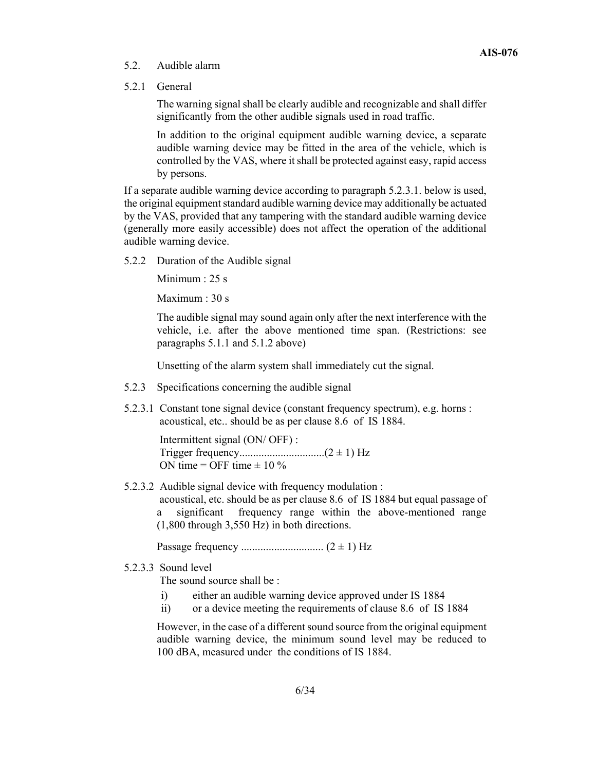## 5.2. Audible alarm

### 5.2.1 General

The warning signal shall be clearly audible and recognizable and shall differ significantly from the other audible signals used in road traffic.

In addition to the original equipment audible warning device, a separate audible warning device may be fitted in the area of the vehicle, which is controlled by the VAS, where it shall be protected against easy, rapid access by persons.

If a separate audible warning device according to paragraph 5.2.3.1. below is used, the original equipment standard audible warning device may additionally be actuated by the VAS, provided that any tampering with the standard audible warning device (generally more easily accessible) does not affect the operation of the additional audible warning device.

### 5.2.2 Duration of the Audible signal

Minimum : 25 s

Maximum : 30 s

The audible signal may sound again only after the next interference with the vehicle, i.e. after the above mentioned time span. (Restrictions: see paragraphs 5.1.1 and 5.1.2 above)

Unsetting of the alarm system shall immediately cut the signal.

### 5.2.3 Specifications concerning the audible signal

5.2.3.1 Constant tone signal device (constant frequency spectrum), e.g. horns : acoustical, etc.. should be as per clause 8.6 of IS 1884.

Intermittent signal (ON/ OFF) :
Trigger frequency..............................(2 ± 1) Hz
ON time = OFF time ± 10 %

5.2.3.2 Audible signal device with frequency modulation :
acoustical, etc. should be as per clause 8.6 of IS 1884 but equal passage of a significant frequency range within the above-mentioned range (1,800 through 3,550 Hz) in both directions.

Passage frequency ............................. (2 ± 1) Hz

5.2.3.3 Sound level
The sound source shall be :

i) either an audible warning device approved under IS 1884
ii) or a device meeting the requirements of clause 8.6 of IS 1884

However, in the case of a different sound source from the original equipment audible warning device, the minimum sound level may be reduced to 100 dBA, measured under the conditions of IS 1884.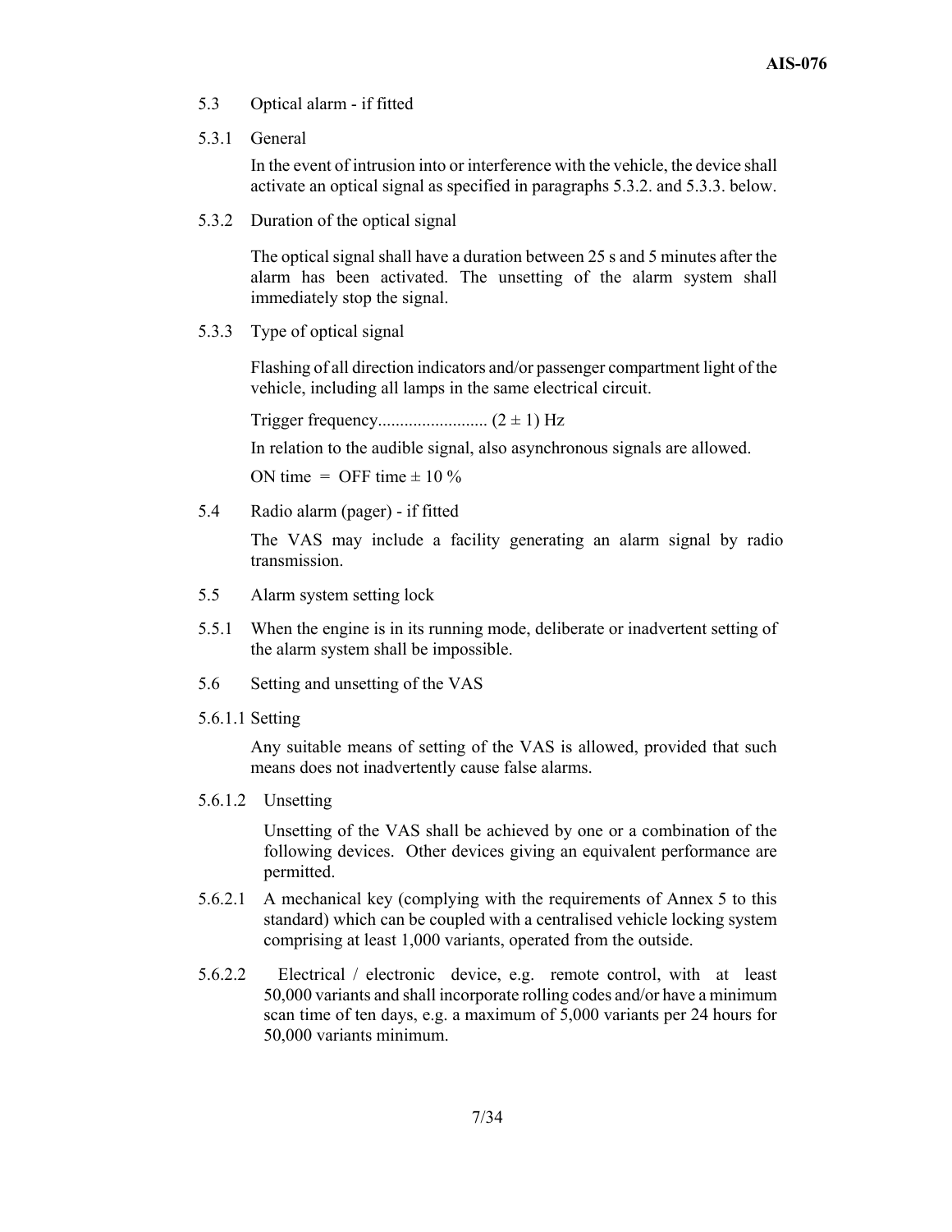5.3 Optical alarm - if fitted

5.3.1 General

In the event of intrusion into or interference with the vehicle, the device shall activate an optical signal as specified in paragraphs 5.3.2. and 5.3.3. below.

5.3.2 Duration of the optical signal

The optical signal shall have a duration between 25 s and 5 minutes after the alarm has been activated. The unsetting of the alarm system shall immediately stop the signal.

5.3.3 Type of optical signal

Flashing of all direction indicators and/or passenger compartment light of the vehicle, including all lamps in the same electrical circuit.

Trigger frequency......................... $(2 \pm 1)$ Hz

In relation to the audible signal, also asynchronous signals are allowed.

ON time = OFF time $\pm$ 10 %

5.4 Radio alarm (pager) - if fitted

The VAS may include a facility generating an alarm signal by radio transmission.

5.5 Alarm system setting lock

5.5.1 When the engine is in its running mode, deliberate or inadvertent setting of the alarm system shall be impossible.

5.6 Setting and unsetting of the VAS

5.6.1.1 Setting

Any suitable means of setting of the VAS is allowed, provided that such means does not inadvertently cause false alarms.

5.6.1.2 Unsetting

Unsetting of the VAS shall be achieved by one or a combination of the following devices. Other devices giving an equivalent performance are permitted.

5.6.2.1 A mechanical key (complying with the requirements of Annex 5 to this standard) which can be coupled with a centralised vehicle locking system comprising at least 1,000 variants, operated from the outside.

5.6.2.2 Electrical / electronic device, e.g. remote control, with at least 50,000 variants and shall incorporate rolling codes and/or have a minimum scan time of ten days, e.g. a maximum of 5,000 variants per 24 hours for 50,000 variants minimum.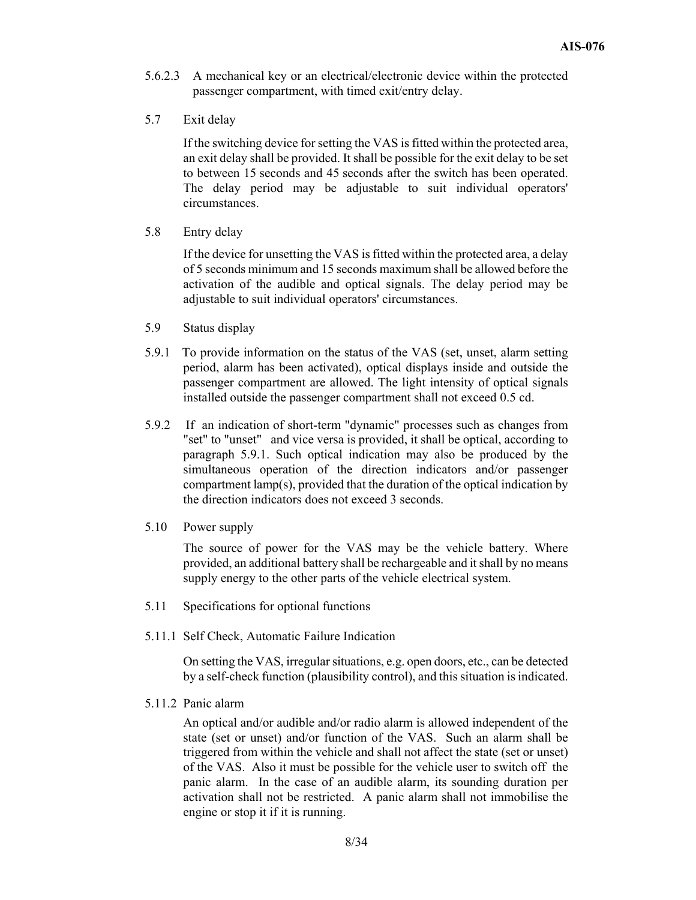5.6.2.3 A mechanical key or an electrical/electronic device within the protected passenger compartment, with timed exit/entry delay.

5.7 Exit delay

If the switching device for setting the VAS is fitted within the protected area, an exit delay shall be provided. It shall be possible for the exit delay to be set to between 15 seconds and 45 seconds after the switch has been operated. The delay period may be adjustable to suit individual operators' circumstances.

5.8 Entry delay

If the device for unsetting the VAS is fitted within the protected area, a delay of 5 seconds minimum and 15 seconds maximum shall be allowed before the activation of the audible and optical signals. The delay period may be adjustable to suit individual operators' circumstances.

5.9 Status display

5.9.1 To provide information on the status of the VAS (set, unset, alarm setting period, alarm has been activated), optical displays inside and outside the passenger compartment are allowed. The light intensity of optical signals installed outside the passenger compartment shall not exceed 0.5 cd.

5.9.2 If an indication of short-term "dynamic" processes such as changes from "set" to "unset" and vice versa is provided, it shall be optical, according to paragraph 5.9.1. Such optical indication may also be produced by the simultaneous operation of the direction indicators and/or passenger compartment lamp(s), provided that the duration of the optical indication by the direction indicators does not exceed 3 seconds.

5.10 Power supply

The source of power for the VAS may be the vehicle battery. Where provided, an additional battery shall be rechargeable and it shall by no means supply energy to the other parts of the vehicle electrical system.

5.11 Specifications for optional functions

5.11.1 Self Check, Automatic Failure Indication

On setting the VAS, irregular situations, e.g. open doors, etc., can be detected by a self-check function (plausibility control), and this situation is indicated.

5.11.2 Panic alarm

An optical and/or audible and/or radio alarm is allowed independent of the state (set or unset) and/or function of the VAS. Such an alarm shall be triggered from within the vehicle and shall not affect the state (set or unset) of the VAS. Also it must be possible for the vehicle user to switch off the panic alarm. In the case of an audible alarm, its sounding duration per activation shall not be restricted. A panic alarm shall not immobilise the engine or stop it if it is running.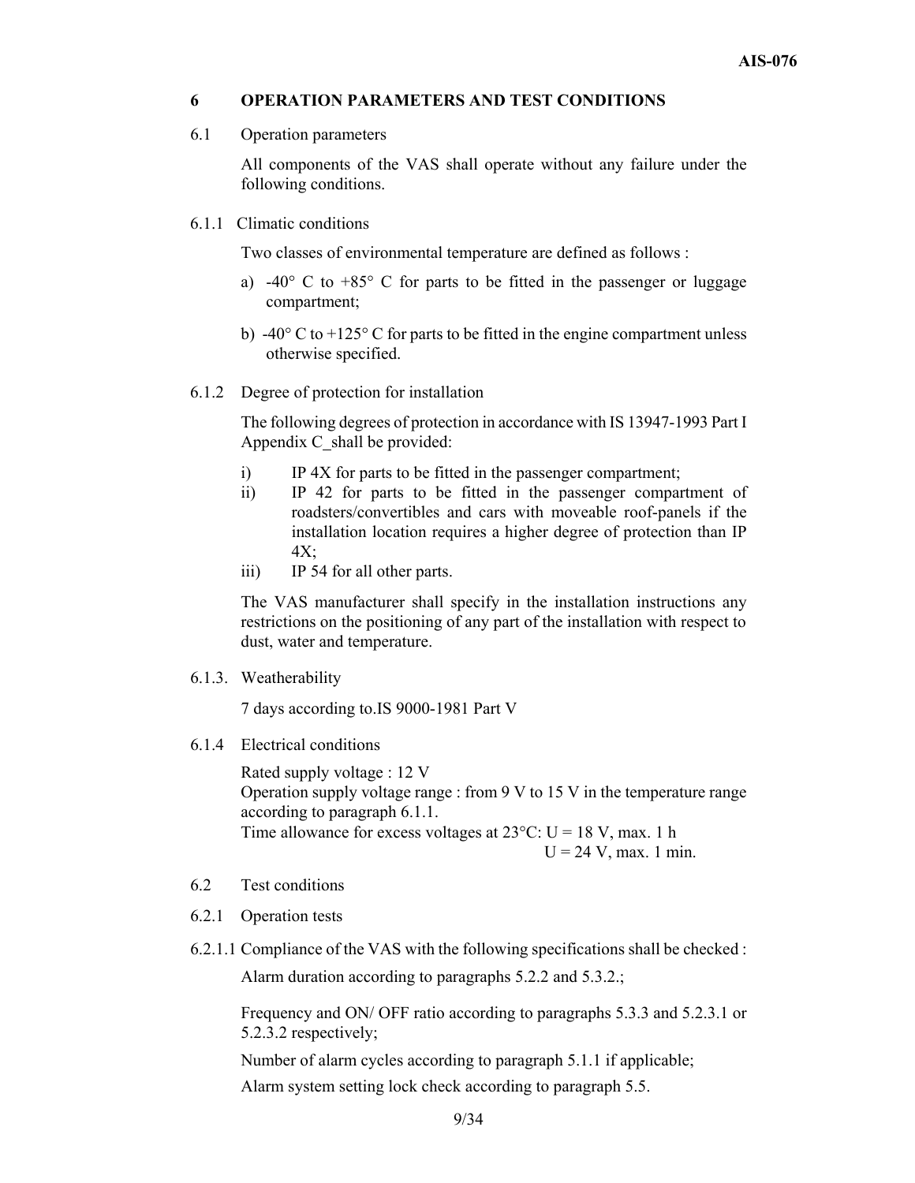## 6 OPERATION PARAMETERS AND TEST CONDITIONS

### 6.1 Operation parameters

All components of the VAS shall operate without any failure under the following conditions.

#### 6.1.1 Climatic conditions

Two classes of environmental temperature are defined as follows :

a) -40° C to +85° C for parts to be fitted in the passenger or luggage compartment;

b) -40° C to +125° C for parts to be fitted in the engine compartment unless otherwise specified.

#### 6.1.2 Degree of protection for installation

The following degrees of protection in accordance with IS 13947-1993 Part I Appendix C_shall be provided:

i) IP 4X for parts to be fitted in the passenger compartment;
ii) IP 42 for parts to be fitted in the passenger compartment of roadsters/convertibles and cars with moveable roof-panels if the installation location requires a higher degree of protection than IP 4X;
iii) IP 54 for all other parts.

The VAS manufacturer shall specify in the installation instructions any restrictions on the positioning of any part of the installation with respect to dust, water and temperature.

#### 6.1.3. Weatherability

7 days according to.IS 9000-1981 Part V

#### 6.1.4 Electrical conditions

Rated supply voltage : 12 V
Operation supply voltage range : from 9 V to 15 V in the temperature range according to paragraph 6.1.1.
Time allowance for excess voltages at 23°C: U = 18 V, max. 1 h
U = 24 V, max. 1 min.

### 6.2 Test conditions

#### 6.2.1 Operation tests

6.2.1.1 Compliance of the VAS with the following specifications shall be checked :

Alarm duration according to paragraphs 5.2.2 and 5.3.2.;

Frequency and ON/ OFF ratio according to paragraphs 5.3.3 and 5.2.3.1 or 5.2.3.2 respectively;

Number of alarm cycles according to paragraph 5.1.1 if applicable;

Alarm system setting lock check according to paragraph 5.5.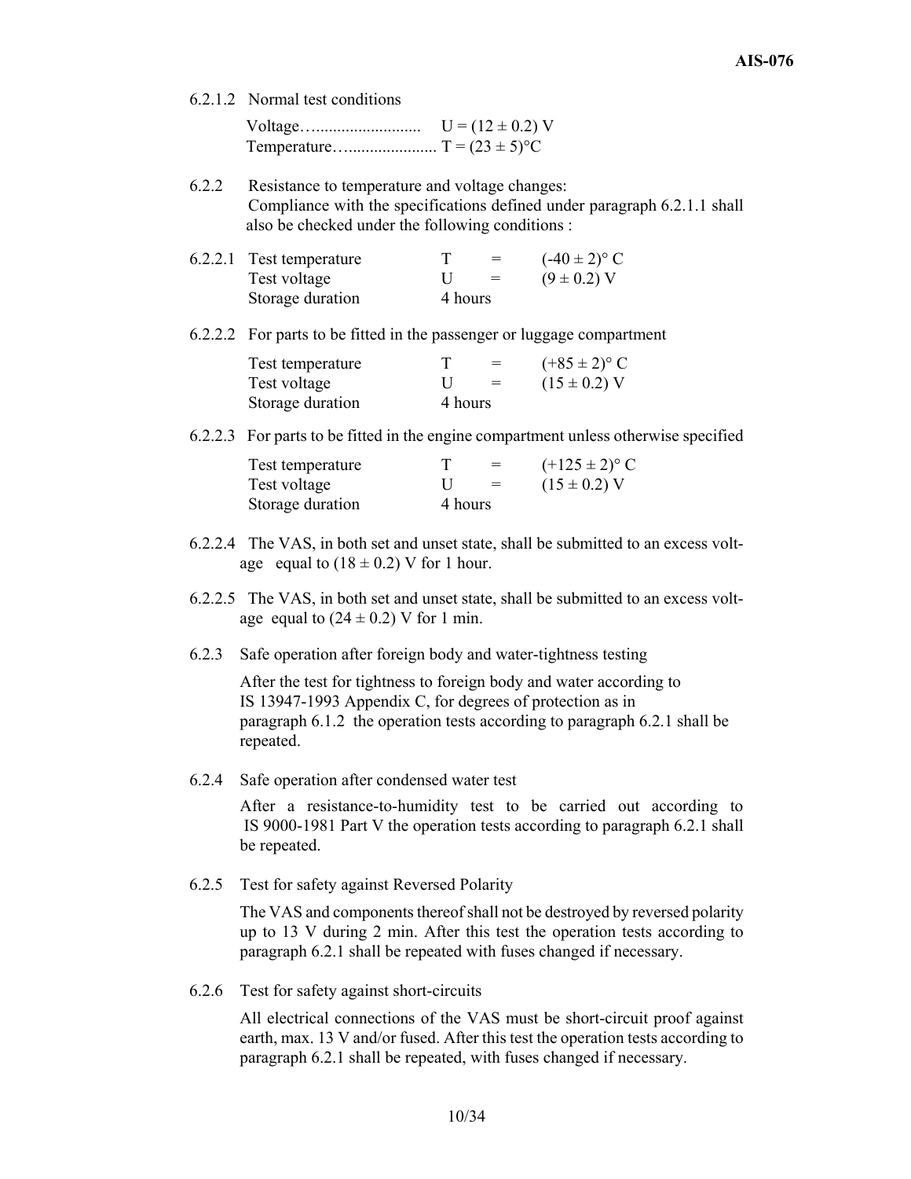6.2.1.2 Normal test conditions

Voltage……...................... U = (12 ± 0.2) V
Temperature…..................... T = (23 ± 5)°C

6.2.2 Resistance to temperature and voltage changes:
Compliance with the specifications defined under paragraph 6.2.1.1 shall also be checked under the following conditions :

6.2.2.1

| | | | |
|---|---|---|---|
| Test temperature | T | = | (-40 ± 2)° C |
| Test voltage | U | = | (9 ± 0.2) V |
| Storage duration | 4 hours | | |

6.2.2.2 For parts to be fitted in the passenger or luggage compartment

| | | | |
|---|---|---|---|
| Test temperature | T | = | (+85 ± 2)° C |
| Test voltage | U | = | (15 ± 0.2) V |
| Storage duration | 4 hours | | |

6.2.2.3 For parts to be fitted in the engine compartment unless otherwise specified

| | | | |
|---|---|---|---|
| Test temperature | T | = | (+125 ± 2)° C |
| Test voltage | U | = | (15 ± 0.2) V |
| Storage duration | 4 hours | | |

6.2.2.4 The VAS, in both set and unset state, shall be submitted to an excess voltage equal to (18 ± 0.2) V for 1 hour.

6.2.2.5 The VAS, in both set and unset state, shall be submitted to an excess voltage equal to (24 ± 0.2) V for 1 min.

6.2.3 Safe operation after foreign body and water-tightness testing

After the test for tightness to foreign body and water according to IS 13947-1993 Appendix C, for degrees of protection as in paragraph 6.1.2 the operation tests according to paragraph 6.2.1 shall be repeated.

6.2.4 Safe operation after condensed water test

After a resistance-to-humidity test to be carried out according to IS 9000-1981 Part V the operation tests according to paragraph 6.2.1 shall be repeated.

6.2.5 Test for safety against Reversed Polarity

The VAS and components thereof shall not be destroyed by reversed polarity up to 13 V during 2 min. After this test the operation tests according to paragraph 6.2.1 shall be repeated with fuses changed if necessary.

6.2.6 Test for safety against short-circuits

All electrical connections of the VAS must be short-circuit proof against earth, max. 13 V and/or fused. After this test the operation tests according to paragraph 6.2.1 shall be repeated, with fuses changed if necessary.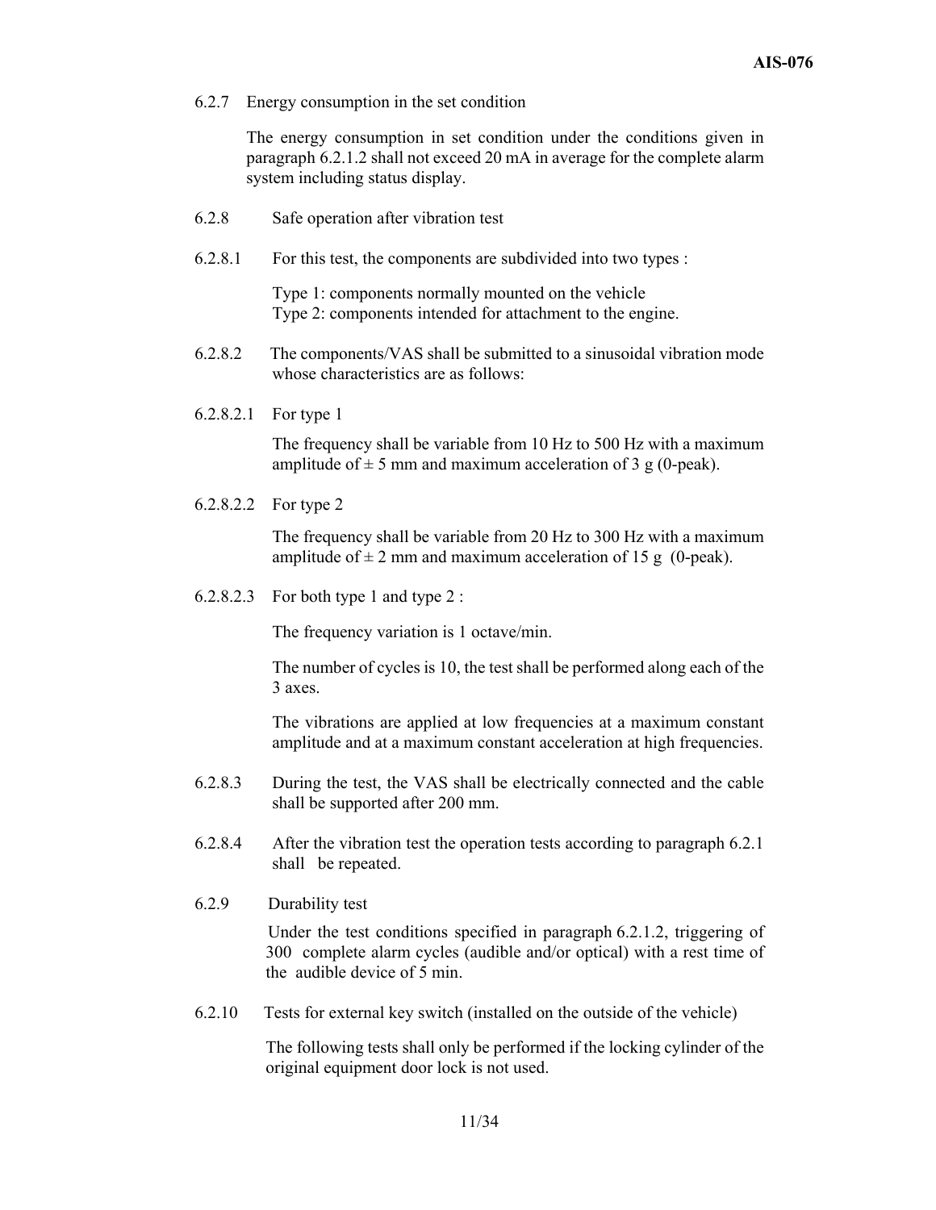6.2.7 Energy consumption in the set condition

The energy consumption in set condition under the conditions given in paragraph 6.2.1.2 shall not exceed 20 mA in average for the complete alarm system including status display.

6.2.8 Safe operation after vibration test

6.2.8.1 For this test, the components are subdivided into two types :

Type 1: components normally mounted on the vehicle
Type 2: components intended for attachment to the engine.

6.2.8.2 The components/VAS shall be submitted to a sinusoidal vibration mode whose characteristics are as follows:

6.2.8.2.1 For type 1

The frequency shall be variable from 10 Hz to 500 Hz with a maximum amplitude of ± 5 mm and maximum acceleration of 3 g (0-peak).

6.2.8.2.2 For type 2

The frequency shall be variable from 20 Hz to 300 Hz with a maximum amplitude of ± 2 mm and maximum acceleration of 15 g (0-peak).

6.2.8.2.3 For both type 1 and type 2 :

The frequency variation is 1 octave/min.

The number of cycles is 10, the test shall be performed along each of the 3 axes.

The vibrations are applied at low frequencies at a maximum constant amplitude and at a maximum constant acceleration at high frequencies.

6.2.8.3 During the test, the VAS shall be electrically connected and the cable shall be supported after 200 mm.

6.2.8.4 After the vibration test the operation tests according to paragraph 6.2.1 shall be repeated.

6.2.9 Durability test

Under the test conditions specified in paragraph 6.2.1.2, triggering of 300 complete alarm cycles (audible and/or optical) with a rest time of the audible device of 5 min.

6.2.10 Tests for external key switch (installed on the outside of the vehicle)

The following tests shall only be performed if the locking cylinder of the original equipment door lock is not used.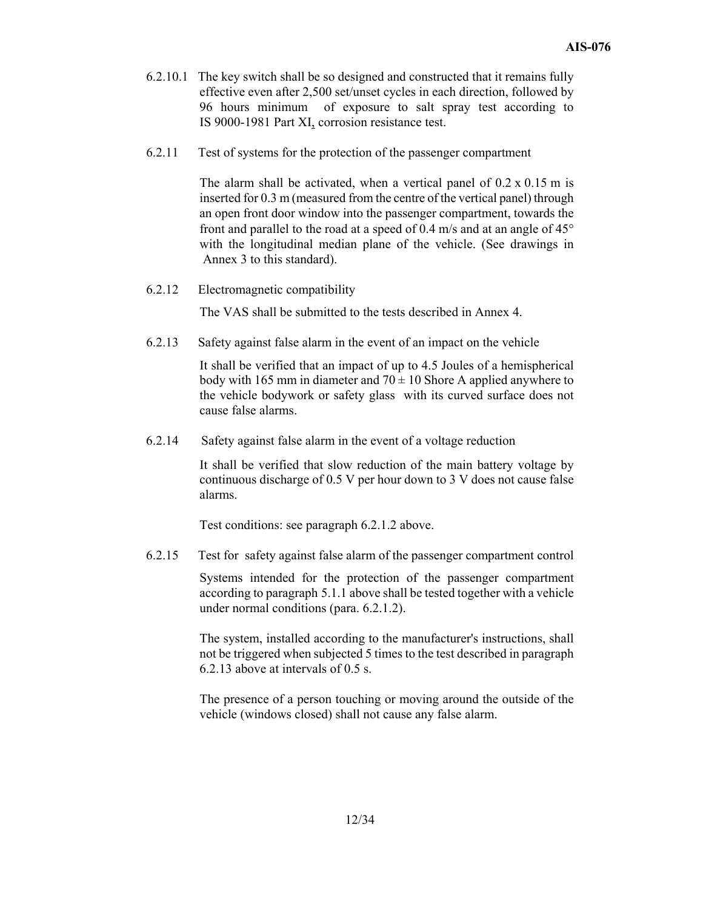6.2.10.1 The key switch shall be so designed and constructed that it remains fully effective even after 2,500 set/unset cycles in each direction, followed by 96 hours minimum of exposure to salt spray test according to IS 9000-1981 Part XI, corrosion resistance test.

6.2.11 Test of systems for the protection of the passenger compartment

The alarm shall be activated, when a vertical panel of 0.2 x 0.15 m is inserted for 0.3 m (measured from the centre of the vertical panel) through an open front door window into the passenger compartment, towards the front and parallel to the road at a speed of 0.4 m/s and at an angle of 45° with the longitudinal median plane of the vehicle. (See drawings in Annex 3 to this standard).

6.2.12 Electromagnetic compatibility

The VAS shall be submitted to the tests described in Annex 4.

6.2.13 Safety against false alarm in the event of an impact on the vehicle

It shall be verified that an impact of up to 4.5 Joules of a hemispherical body with 165 mm in diameter and $70 \pm 10$ Shore A applied anywhere to the vehicle bodywork or safety glass with its curved surface does not cause false alarms.

6.2.14 Safety against false alarm in the event of a voltage reduction

It shall be verified that slow reduction of the main battery voltage by continuous discharge of 0.5 V per hour down to 3 V does not cause false alarms.

Test conditions: see paragraph 6.2.1.2 above.

6.2.15 Test for safety against false alarm of the passenger compartment control

Systems intended for the protection of the passenger compartment according to paragraph 5.1.1 above shall be tested together with a vehicle under normal conditions (para. 6.2.1.2).

The system, installed according to the manufacturer's instructions, shall not be triggered when subjected 5 times to the test described in paragraph 6.2.13 above at intervals of 0.5 s.

The presence of a person touching or moving around the outside of the vehicle (windows closed) shall not cause any false alarm.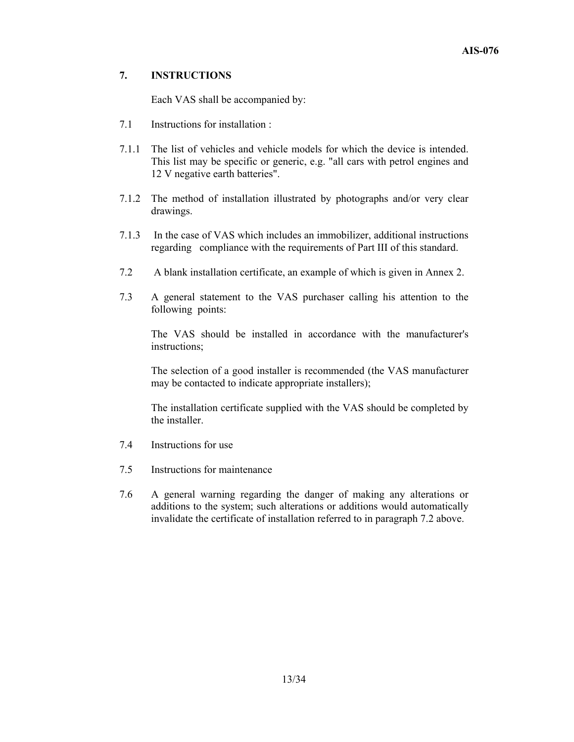## 7. INSTRUCTIONS

Each VAS shall be accompanied by:

7.1 Instructions for installation :

7.1.1 The list of vehicles and vehicle models for which the device is intended. This list may be specific or generic, e.g. "all cars with petrol engines and 12 V negative earth batteries".

7.1.2 The method of installation illustrated by photographs and/or very clear drawings.

7.1.3 In the case of VAS which includes an immobilizer, additional instructions regarding compliance with the requirements of Part III of this standard.

7.2 A blank installation certificate, an example of which is given in Annex 2.

7.3 A general statement to the VAS purchaser calling his attention to the following points:

The VAS should be installed in accordance with the manufacturer's instructions;

The selection of a good installer is recommended (the VAS manufacturer may be contacted to indicate appropriate installers);

The installation certificate supplied with the VAS should be completed by the installer.

7.4 Instructions for use

7.5 Instructions for maintenance

7.6 A general warning regarding the danger of making any alterations or additions to the system; such alterations or additions would automatically invalidate the certificate of installation referred to in paragraph 7.2 above.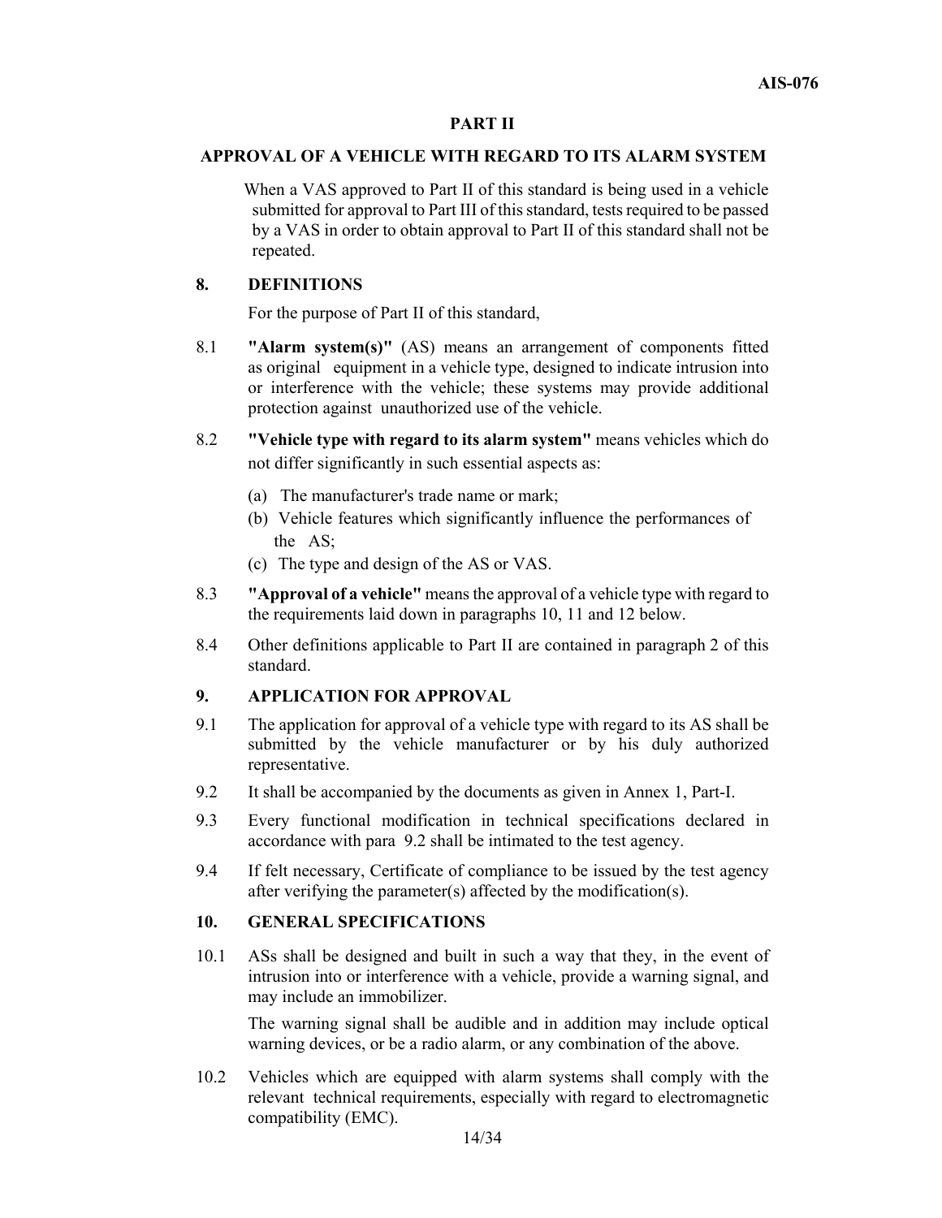## PART II

## APPROVAL OF A VEHICLE WITH REGARD TO ITS ALARM SYSTEM

When a VAS approved to Part II of this standard is being used in a vehicle submitted for approval to Part III of this standard, tests required to be passed by a VAS in order to obtain approval to Part II of this standard shall not be repeated.

### 8. DEFINITIONS

For the purpose of Part II of this standard,

8.1 **"Alarm system(s)"** (AS) means an arrangement of components fitted as original equipment in a vehicle type, designed to indicate intrusion into or interference with the vehicle; these systems may provide additional protection against unauthorized use of the vehicle.

8.2 **"Vehicle type with regard to its alarm system"** means vehicles which do not differ significantly in such essential aspects as:

(a) The manufacturer's trade name or mark;

(b) Vehicle features which significantly influence the performances of the AS;

(c) The type and design of the AS or VAS.

8.3 **"Approval of a vehicle"** means the approval of a vehicle type with regard to the requirements laid down in paragraphs 10, 11 and 12 below.

8.4 Other definitions applicable to Part II are contained in paragraph 2 of this standard.

### 9. APPLICATION FOR APPROVAL

9.1 The application for approval of a vehicle type with regard to its AS shall be submitted by the vehicle manufacturer or by his duly authorized representative.

9.2 It shall be accompanied by the documents as given in Annex 1, Part-I.

9.3 Every functional modification in technical specifications declared in accordance with para 9.2 shall be intimated to the test agency.

9.4 If felt necessary, Certificate of compliance to be issued by the test agency after verifying the parameter(s) affected by the modification(s).

### 10. GENERAL SPECIFICATIONS

10.1 ASs shall be designed and built in such a way that they, in the event of intrusion into or interference with a vehicle, provide a warning signal, and may include an immobilizer.

The warning signal shall be audible and in addition may include optical warning devices, or be a radio alarm, or any combination of the above.

10.2 Vehicles which are equipped with alarm systems shall comply with the relevant technical requirements, especially with regard to electromagnetic compatibility (EMC).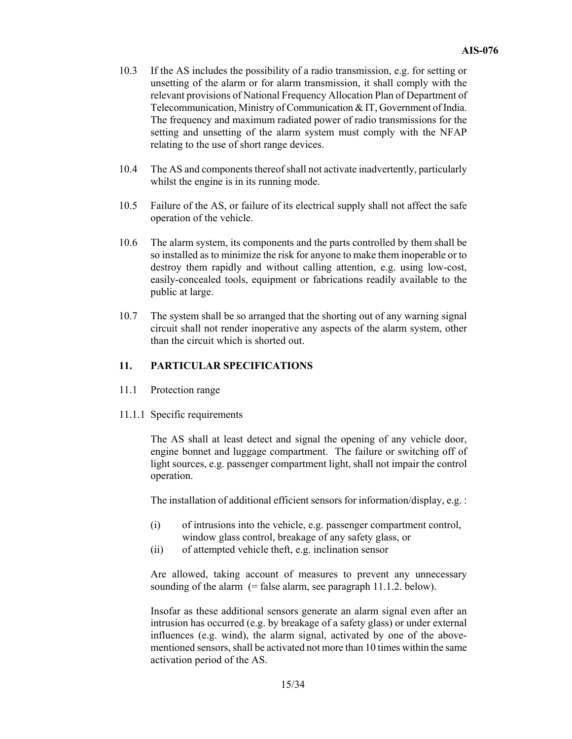10.3 If the AS includes the possibility of a radio transmission, e.g. for setting or unsetting of the alarm or for alarm transmission, it shall comply with the relevant provisions of National Frequency Allocation Plan of Department of Telecommunication, Ministry of Communication & IT, Government of India. The frequency and maximum radiated power of radio transmissions for the setting and unsetting of the alarm system must comply with the NFAP relating to the use of short range devices.

10.4 The AS and components thereof shall not activate inadvertently, particularly whilst the engine is in its running mode.

10.5 Failure of the AS, or failure of its electrical supply shall not affect the safe operation of the vehicle.

10.6 The alarm system, its components and the parts controlled by them shall be so installed as to minimize the risk for anyone to make them inoperable or to destroy them rapidly and without calling attention, e.g. using low-cost, easily-concealed tools, equipment or fabrications readily available to the public at large.

10.7 The system shall be so arranged that the shorting out of any warning signal circuit shall not render inoperative any aspects of the alarm system, other than the circuit which is shorted out.

## 11. PARTICULAR SPECIFICATIONS

11.1 Protection range

11.1.1 Specific requirements

The AS shall at least detect and signal the opening of any vehicle door, engine bonnet and luggage compartment. The failure or switching off of light sources, e.g. passenger compartment light, shall not impair the control operation.

The installation of additional efficient sensors for information/display, e.g. :

(i) of intrusions into the vehicle, e.g. passenger compartment control, window glass control, breakage of any safety glass, or

(ii) of attempted vehicle theft, e.g. inclination sensor

Are allowed, taking account of measures to prevent any unnecessary sounding of the alarm (= false alarm, see paragraph 11.1.2. below).

Insofar as these additional sensors generate an alarm signal even after an intrusion has occurred (e.g. by breakage of a safety glass) or under external influences (e.g. wind), the alarm signal, activated by one of the above-mentioned sensors, shall be activated not more than 10 times within the same activation period of the AS.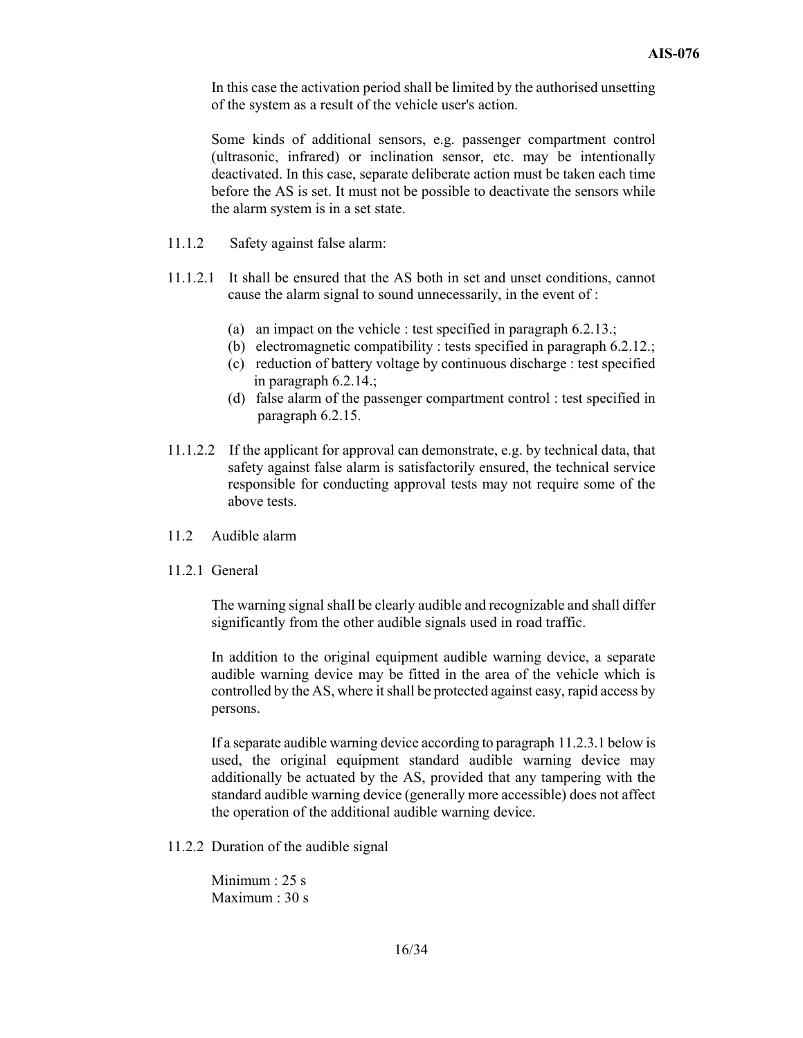In this case the activation period shall be limited by the authorised unsetting of the system as a result of the vehicle user's action.

Some kinds of additional sensors, e.g. passenger compartment control (ultrasonic, infrared) or inclination sensor, etc. may be intentionally deactivated. In this case, separate deliberate action must be taken each time before the AS is set. It must not be possible to deactivate the sensors while the alarm system is in a set state.

11.1.2 Safety against false alarm:

11.1.2.1 It shall be ensured that the AS both in set and unset conditions, cannot cause the alarm signal to sound unnecessarily, in the event of :

(a) an impact on the vehicle : test specified in paragraph 6.2.13.;
(b) electromagnetic compatibility : tests specified in paragraph 6.2.12.;
(c) reduction of battery voltage by continuous discharge : test specified in paragraph 6.2.14.;
(d) false alarm of the passenger compartment control : test specified in paragraph 6.2.15.

11.1.2.2 If the applicant for approval can demonstrate, e.g. by technical data, that safety against false alarm is satisfactorily ensured, the technical service responsible for conducting approval tests may not require some of the above tests.

11.2 Audible alarm

11.2.1 General

The warning signal shall be clearly audible and recognizable and shall differ significantly from the other audible signals used in road traffic.

In addition to the original equipment audible warning device, a separate audible warning device may be fitted in the area of the vehicle which is controlled by the AS, where it shall be protected against easy, rapid access by persons.

If a separate audible warning device according to paragraph 11.2.3.1 below is used, the original equipment standard audible warning device may additionally be actuated by the AS, provided that any tampering with the standard audible warning device (generally more accessible) does not affect the operation of the additional audible warning device.

11.2.2 Duration of the audible signal

Minimum : 25 s
Maximum : 30 s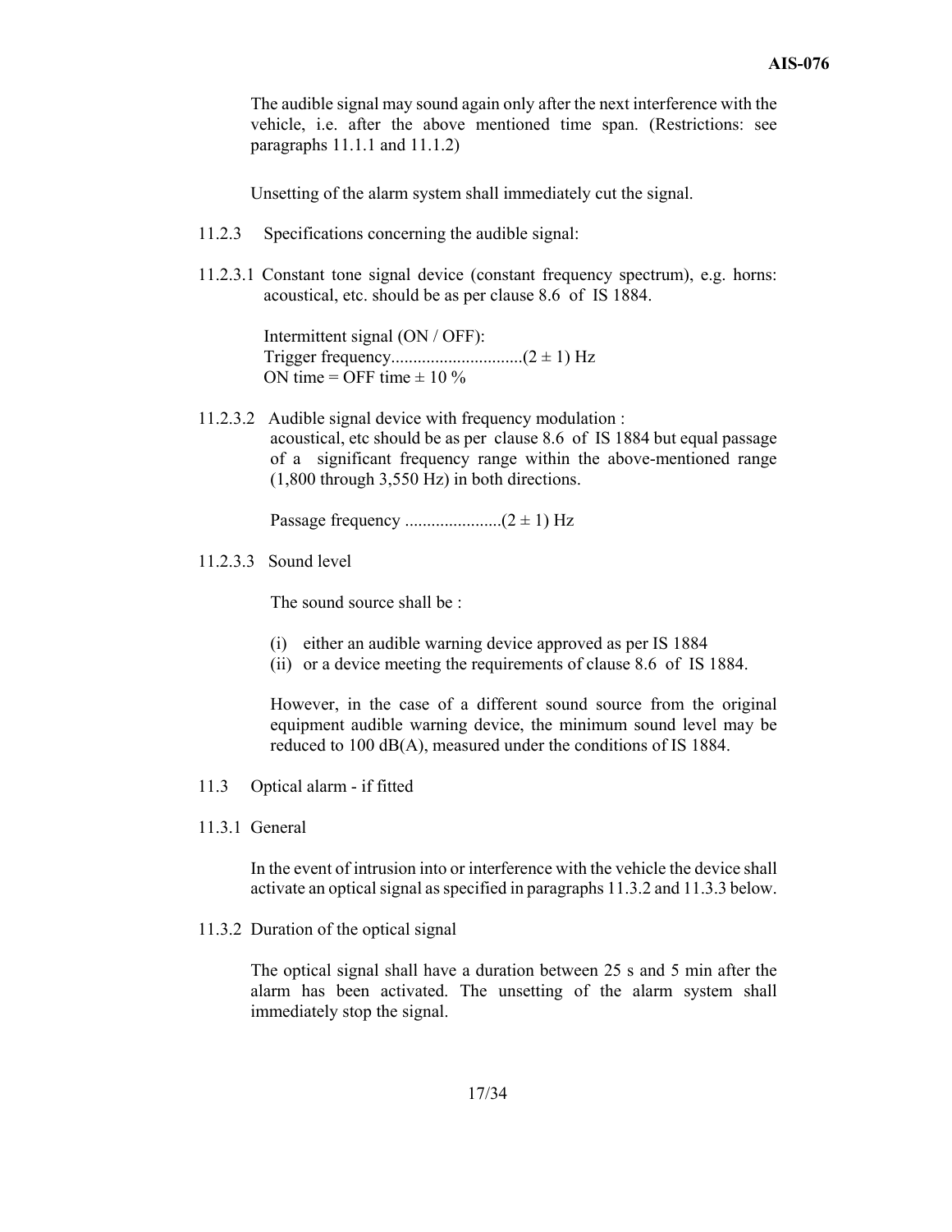The audible signal may sound again only after the next interference with the vehicle, i.e. after the above mentioned time span. (Restrictions: see paragraphs 11.1.1 and 11.1.2)

Unsetting of the alarm system shall immediately cut the signal.

11.2.3 Specifications concerning the audible signal:

11.2.3.1 Constant tone signal device (constant frequency spectrum), e.g. horns: acoustical, etc. should be as per clause 8.6 of IS 1884.

Intermittent signal (ON / OFF):
Trigger frequency..............................(2 ± 1) Hz
ON time = OFF time ± 10 %

11.2.3.2 Audible signal device with frequency modulation : acoustical, etc should be as per clause 8.6 of IS 1884 but equal passage of a significant frequency range within the above-mentioned range (1,800 through 3,550 Hz) in both directions.

Passage frequency ......................(2 ± 1) Hz

11.2.3.3 Sound level

The sound source shall be :

(i) either an audible warning device approved as per IS 1884
(ii) or a device meeting the requirements of clause 8.6 of IS 1884.

However, in the case of a different sound source from the original equipment audible warning device, the minimum sound level may be reduced to 100 dB(A), measured under the conditions of IS 1884.

11.3 Optical alarm - if fitted

11.3.1 General

In the event of intrusion into or interference with the vehicle the device shall activate an optical signal as specified in paragraphs 11.3.2 and 11.3.3 below.

11.3.2 Duration of the optical signal

The optical signal shall have a duration between 25 s and 5 min after the alarm has been activated. The unsetting of the alarm system shall immediately stop the signal.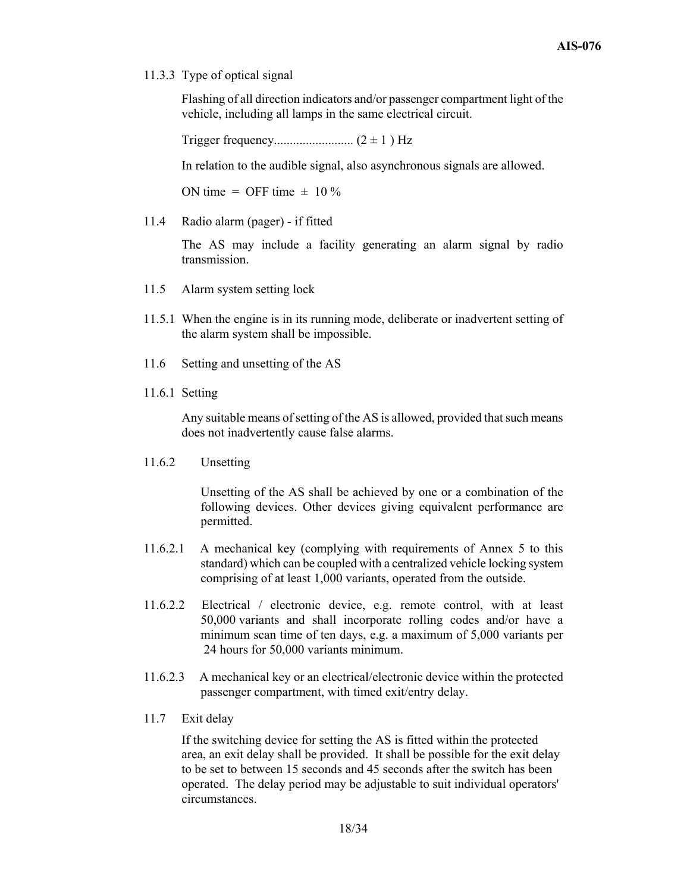11.3.3 Type of optical signal

Flashing of all direction indicators and/or passenger compartment light of the vehicle, including all lamps in the same electrical circuit.

Trigger frequency......................... $(2 \pm 1)$ Hz

In relation to the audible signal, also asynchronous signals are allowed.

ON time = OFF time $\pm$ 10 %

11.4 Radio alarm (pager) - if fitted

The AS may include a facility generating an alarm signal by radio transmission.

11.5 Alarm system setting lock

11.5.1 When the engine is in its running mode, deliberate or inadvertent setting of the alarm system shall be impossible.

11.6 Setting and unsetting of the AS

11.6.1 Setting

Any suitable means of setting of the AS is allowed, provided that such means does not inadvertently cause false alarms.

11.6.2 Unsetting

Unsetting of the AS shall be achieved by one or a combination of the following devices. Other devices giving equivalent performance are permitted.

11.6.2.1 A mechanical key (complying with requirements of Annex 5 to this standard) which can be coupled with a centralized vehicle locking system comprising of at least 1,000 variants, operated from the outside.

11.6.2.2 Electrical / electronic device, e.g. remote control, with at least 50,000 variants and shall incorporate rolling codes and/or have a minimum scan time of ten days, e.g. a maximum of 5,000 variants per 24 hours for 50,000 variants minimum.

11.6.2.3 A mechanical key or an electrical/electronic device within the protected passenger compartment, with timed exit/entry delay.

11.7 Exit delay

If the switching device for setting the AS is fitted within the protected area, an exit delay shall be provided. It shall be possible for the exit delay to be set to between 15 seconds and 45 seconds after the switch has been operated. The delay period may be adjustable to suit individual operators' circumstances.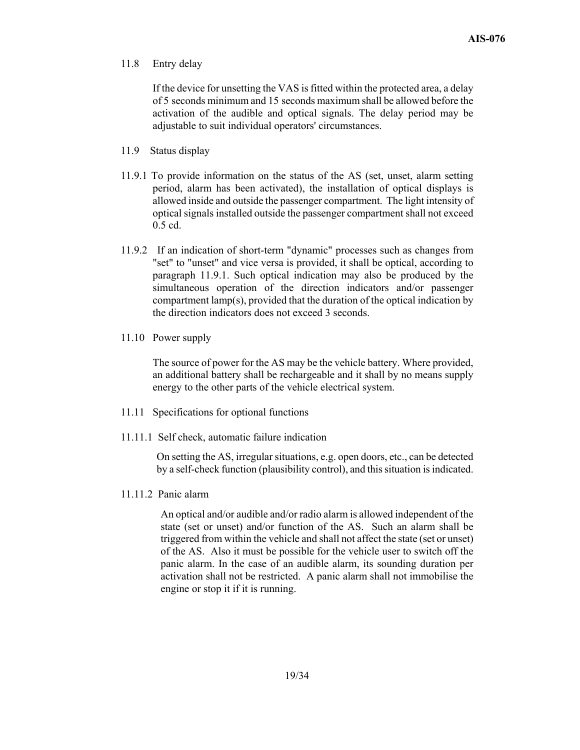11.8 Entry delay

If the device for unsetting the VAS is fitted within the protected area, a delay of 5 seconds minimum and 15 seconds maximum shall be allowed before the activation of the audible and optical signals. The delay period may be adjustable to suit individual operators' circumstances.

11.9 Status display

11.9.1 To provide information on the status of the AS (set, unset, alarm setting period, alarm has been activated), the installation of optical displays is allowed inside and outside the passenger compartment. The light intensity of optical signals installed outside the passenger compartment shall not exceed 0.5 cd.

11.9.2 If an indication of short-term "dynamic" processes such as changes from "set" to "unset" and vice versa is provided, it shall be optical, according to paragraph 11.9.1. Such optical indication may also be produced by the simultaneous operation of the direction indicators and/or passenger compartment lamp(s), provided that the duration of the optical indication by the direction indicators does not exceed 3 seconds.

11.10 Power supply

The source of power for the AS may be the vehicle battery. Where provided, an additional battery shall be rechargeable and it shall by no means supply energy to the other parts of the vehicle electrical system.

11.11 Specifications for optional functions

11.11.1 Self check, automatic failure indication

On setting the AS, irregular situations, e.g. open doors, etc., can be detected by a self-check function (plausibility control), and this situation is indicated.

11.11.2 Panic alarm

An optical and/or audible and/or radio alarm is allowed independent of the state (set or unset) and/or function of the AS. Such an alarm shall be triggered from within the vehicle and shall not affect the state (set or unset) of the AS. Also it must be possible for the vehicle user to switch off the panic alarm. In the case of an audible alarm, its sounding duration per activation shall not be restricted. A panic alarm shall not immobilise the engine or stop it if it is running.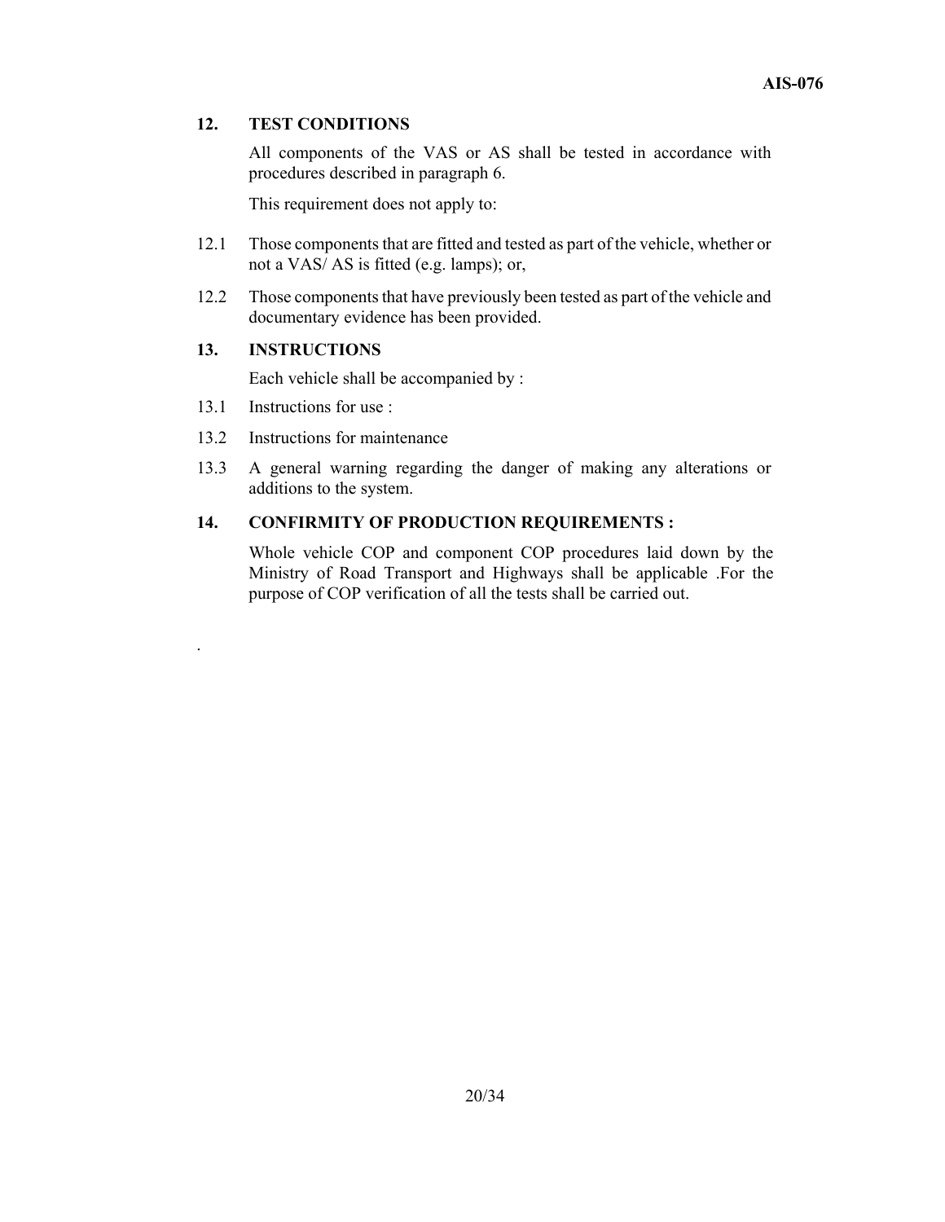## 12. TEST CONDITIONS

All components of the VAS or AS shall be tested in accordance with procedures described in paragraph 6.

This requirement does not apply to:

12.1 Those components that are fitted and tested as part of the vehicle, whether or not a VAS/ AS is fitted (e.g. lamps); or,

12.2 Those components that have previously been tested as part of the vehicle and documentary evidence has been provided.

## 13. INSTRUCTIONS

Each vehicle shall be accompanied by :

13.1 Instructions for use :

13.2 Instructions for maintenance

13.3 A general warning regarding the danger of making any alterations or additions to the system.

## 14. CONFIRMITY OF PRODUCTION REQUIREMENTS :

Whole vehicle COP and component COP procedures laid down by the Ministry of Road Transport and Highways shall be applicable .For the purpose of COP verification of all the tests shall be carried out.

.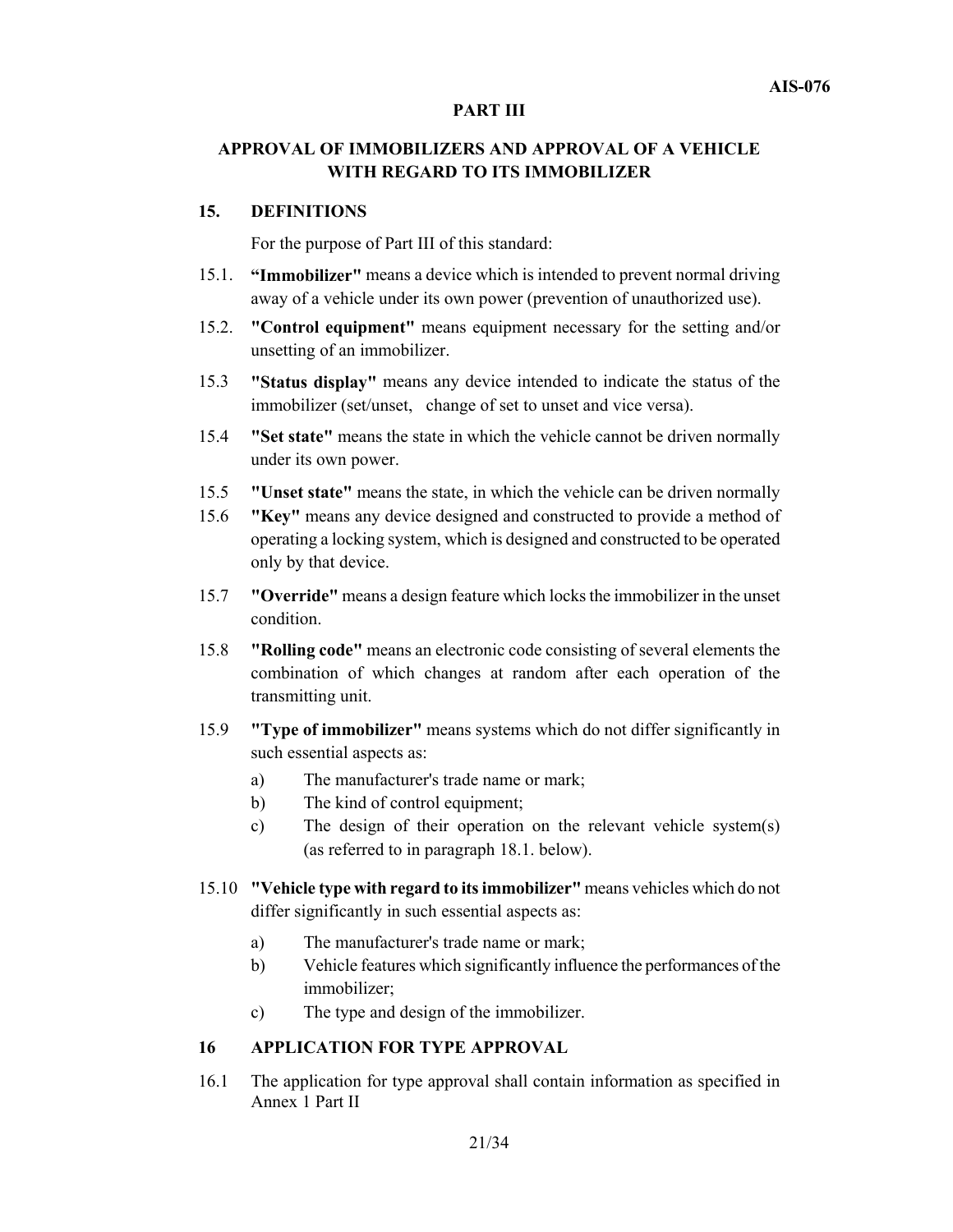## PART III

## APPROVAL OF IMMOBILIZERS AND APPROVAL OF A VEHICLE WITH REGARD TO ITS IMMOBILIZER

### 15. DEFINITIONS

For the purpose of Part III of this standard:

15.1. **"Immobilizer"** means a device which is intended to prevent normal driving away of a vehicle under its own power (prevention of unauthorized use).

15.2. **"Control equipment"** means equipment necessary for the setting and/or unsetting of an immobilizer.

15.3 **"Status display"** means any device intended to indicate the status of the immobilizer (set/unset, change of set to unset and vice versa).

15.4 **"Set state"** means the state in which the vehicle cannot be driven normally under its own power.

15.5 **"Unset state"** means the state, in which the vehicle can be driven normally

15.6 **"Key"** means any device designed and constructed to provide a method of operating a locking system, which is designed and constructed to be operated only by that device.

15.7 **"Override"** means a design feature which locks the immobilizer in the unset condition.

15.8 **"Rolling code"** means an electronic code consisting of several elements the combination of which changes at random after each operation of the transmitting unit.

15.9 **"Type of immobilizer"** means systems which do not differ significantly in such essential aspects as:

a) The manufacturer's trade name or mark;
b) The kind of control equipment;
c) The design of their operation on the relevant vehicle system(s) (as referred to in paragraph 18.1. below).

15.10 **"Vehicle type with regard to its immobilizer"** means vehicles which do not differ significantly in such essential aspects as:

a) The manufacturer's trade name or mark;
b) Vehicle features which significantly influence the performances of the immobilizer;
c) The type and design of the immobilizer.

### 16 APPLICATION FOR TYPE APPROVAL

16.1 The application for type approval shall contain information as specified in Annex 1 Part II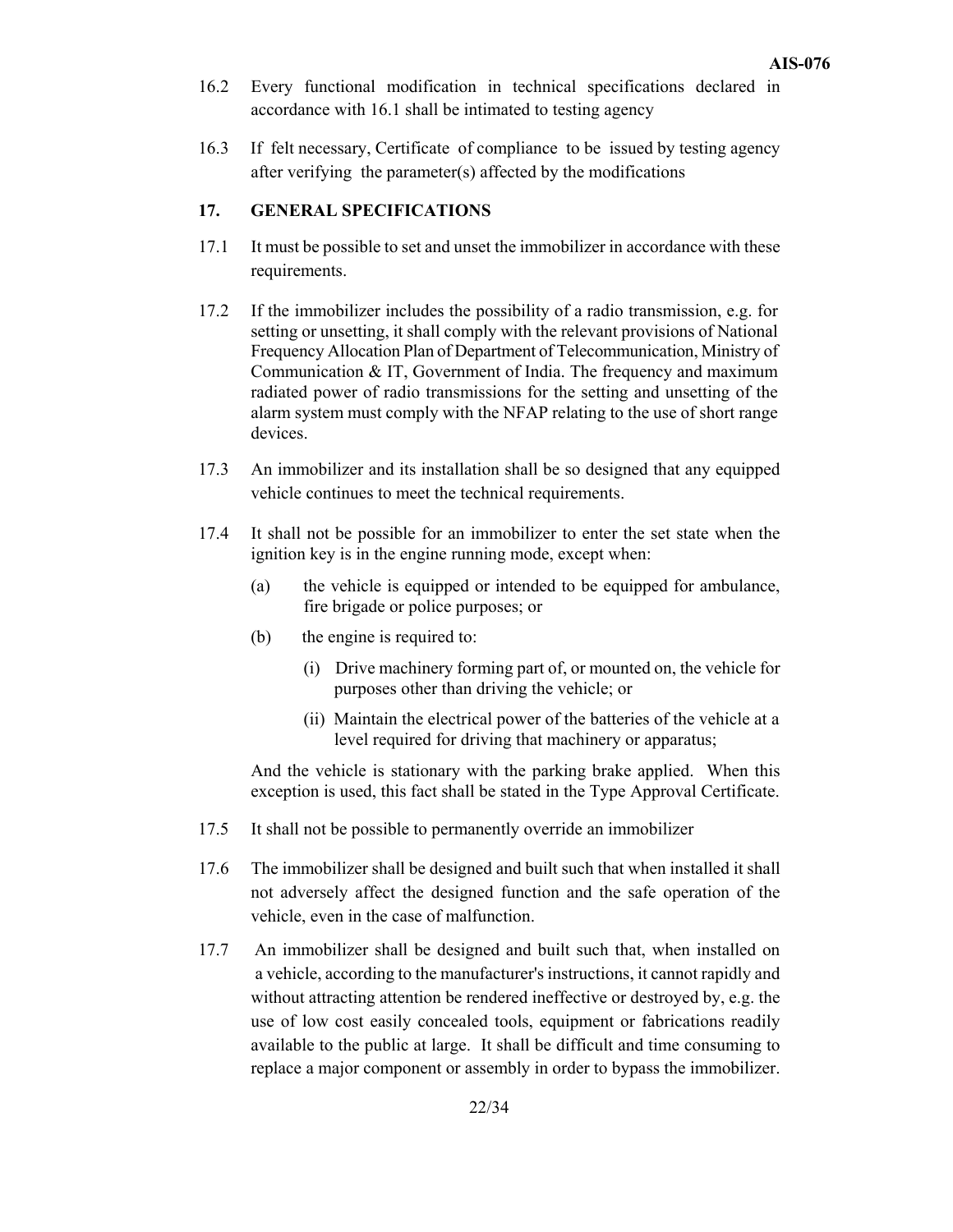16.2 Every functional modification in technical specifications declared in accordance with 16.1 shall be intimated to testing agency

16.3 If felt necessary, Certificate of compliance to be issued by testing agency after verifying the parameter(s) affected by the modifications

## 17. GENERAL SPECIFICATIONS

17.1 It must be possible to set and unset the immobilizer in accordance with these requirements.

17.2 If the immobilizer includes the possibility of a radio transmission, e.g. for setting or unsetting, it shall comply with the relevant provisions of National Frequency Allocation Plan of Department of Telecommunication, Ministry of Communication & IT, Government of India. The frequency and maximum radiated power of radio transmissions for the setting and unsetting of the alarm system must comply with the NFAP relating to the use of short range devices.

17.3 An immobilizer and its installation shall be so designed that any equipped vehicle continues to meet the technical requirements.

17.4 It shall not be possible for an immobilizer to enter the set state when the ignition key is in the engine running mode, except when:

(a) the vehicle is equipped or intended to be equipped for ambulance, fire brigade or police purposes; or

(b) the engine is required to:

(i) Drive machinery forming part of, or mounted on, the vehicle for purposes other than driving the vehicle; or

(ii) Maintain the electrical power of the batteries of the vehicle at a level required for driving that machinery or apparatus;

And the vehicle is stationary with the parking brake applied. When this exception is used, this fact shall be stated in the Type Approval Certificate.

17.5 It shall not be possible to permanently override an immobilizer

17.6 The immobilizer shall be designed and built such that when installed it shall not adversely affect the designed function and the safe operation of the vehicle, even in the case of malfunction.

17.7 An immobilizer shall be designed and built such that, when installed on a vehicle, according to the manufacturer's instructions, it cannot rapidly and without attracting attention be rendered ineffective or destroyed by, e.g. the use of low cost easily concealed tools, equipment or fabrications readily available to the public at large. It shall be difficult and time consuming to replace a major component or assembly in order to bypass the immobilizer.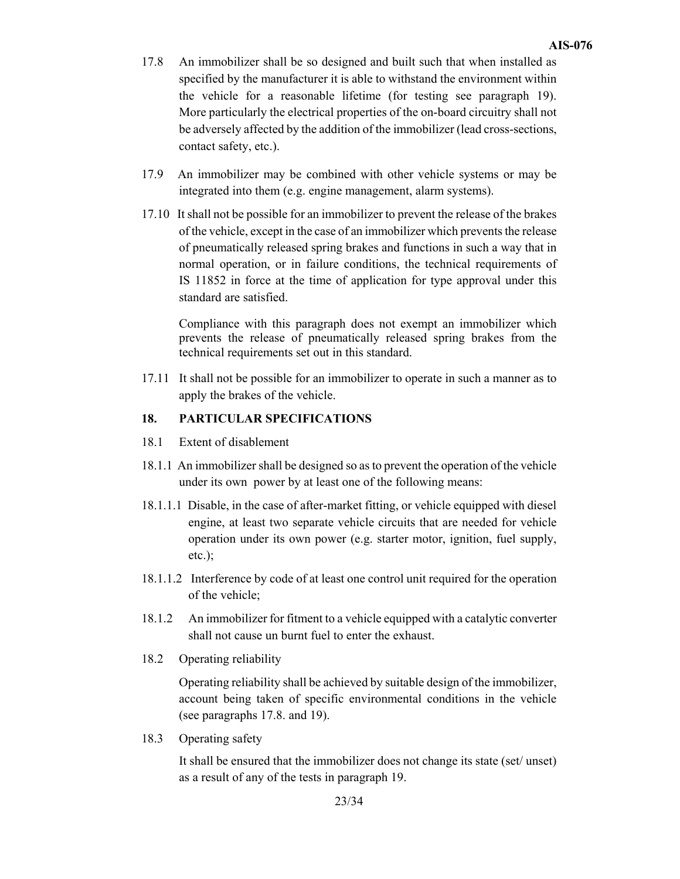17.8 An immobilizer shall be so designed and built such that when installed as specified by the manufacturer it is able to withstand the environment within the vehicle for a reasonable lifetime (for testing see paragraph 19). More particularly the electrical properties of the on-board circuitry shall not be adversely affected by the addition of the immobilizer (lead cross-sections, contact safety, etc.).

17.9 An immobilizer may be combined with other vehicle systems or may be integrated into them (e.g. engine management, alarm systems).

17.10 It shall not be possible for an immobilizer to prevent the release of the brakes of the vehicle, except in the case of an immobilizer which prevents the release of pneumatically released spring brakes and functions in such a way that in normal operation, or in failure conditions, the technical requirements of IS 11852 in force at the time of application for type approval under this standard are satisfied.

Compliance with this paragraph does not exempt an immobilizer which prevents the release of pneumatically released spring brakes from the technical requirements set out in this standard.

17.11 It shall not be possible for an immobilizer to operate in such a manner as to apply the brakes of the vehicle.

## 18. PARTICULAR SPECIFICATIONS

18.1 Extent of disablement

18.1.1 An immobilizer shall be designed so as to prevent the operation of the vehicle under its own power by at least one of the following means:

18.1.1.1 Disable, in the case of after-market fitting, or vehicle equipped with diesel engine, at least two separate vehicle circuits that are needed for vehicle operation under its own power (e.g. starter motor, ignition, fuel supply, etc.);

18.1.1.2 Interference by code of at least one control unit required for the operation of the vehicle;

18.1.2 An immobilizer for fitment to a vehicle equipped with a catalytic converter shall not cause un burnt fuel to enter the exhaust.

18.2 Operating reliability

Operating reliability shall be achieved by suitable design of the immobilizer, account being taken of specific environmental conditions in the vehicle (see paragraphs 17.8. and 19).

18.3 Operating safety

It shall be ensured that the immobilizer does not change its state (set/ unset) as a result of any of the tests in paragraph 19.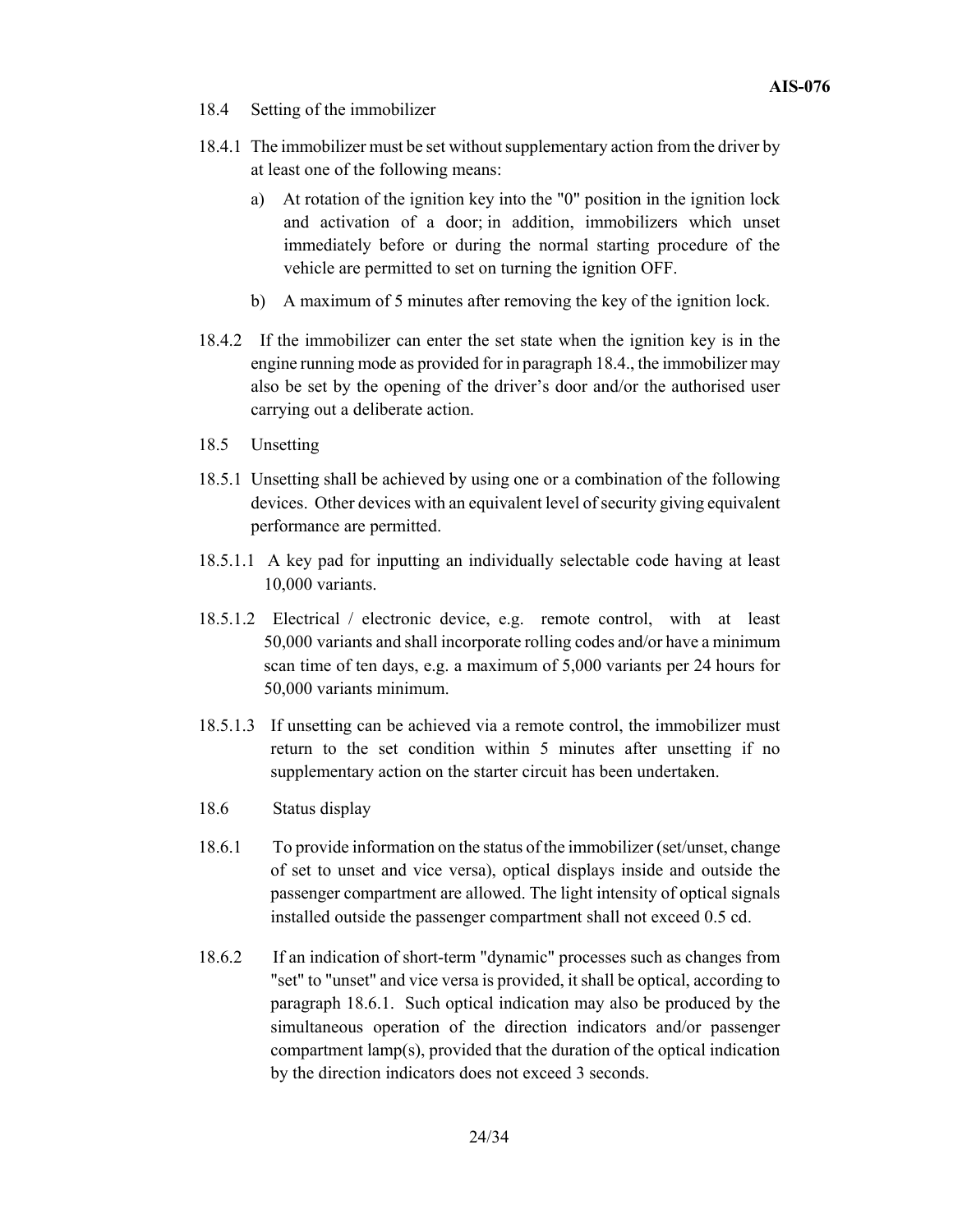18.4 Setting of the immobilizer

18.4.1 The immobilizer must be set without supplementary action from the driver by at least one of the following means:

a) At rotation of the ignition key into the "0" position in the ignition lock and activation of a door; in addition, immobilizers which unset immediately before or during the normal starting procedure of the vehicle are permitted to set on turning the ignition OFF.

b) A maximum of 5 minutes after removing the key of the ignition lock.

18.4.2 If the immobilizer can enter the set state when the ignition key is in the engine running mode as provided for in paragraph 18.4., the immobilizer may also be set by the opening of the driver's door and/or the authorised user carrying out a deliberate action.

18.5 Unsetting

18.5.1 Unsetting shall be achieved by using one or a combination of the following devices. Other devices with an equivalent level of security giving equivalent performance are permitted.

18.5.1.1 A key pad for inputting an individually selectable code having at least 10,000 variants.

18.5.1.2 Electrical / electronic device, e.g. remote control, with at least 50,000 variants and shall incorporate rolling codes and/or have a minimum scan time of ten days, e.g. a maximum of 5,000 variants per 24 hours for 50,000 variants minimum.

18.5.1.3 If unsetting can be achieved via a remote control, the immobilizer must return to the set condition within 5 minutes after unsetting if no supplementary action on the starter circuit has been undertaken.

18.6 Status display

18.6.1 To provide information on the status of the immobilizer (set/unset, change of set to unset and vice versa), optical displays inside and outside the passenger compartment are allowed. The light intensity of optical signals installed outside the passenger compartment shall not exceed 0.5 cd.

18.6.2 If an indication of short-term "dynamic" processes such as changes from "set" to "unset" and vice versa is provided, it shall be optical, according to paragraph 18.6.1. Such optical indication may also be produced by the simultaneous operation of the direction indicators and/or passenger compartment lamp(s), provided that the duration of the optical indication by the direction indicators does not exceed 3 seconds.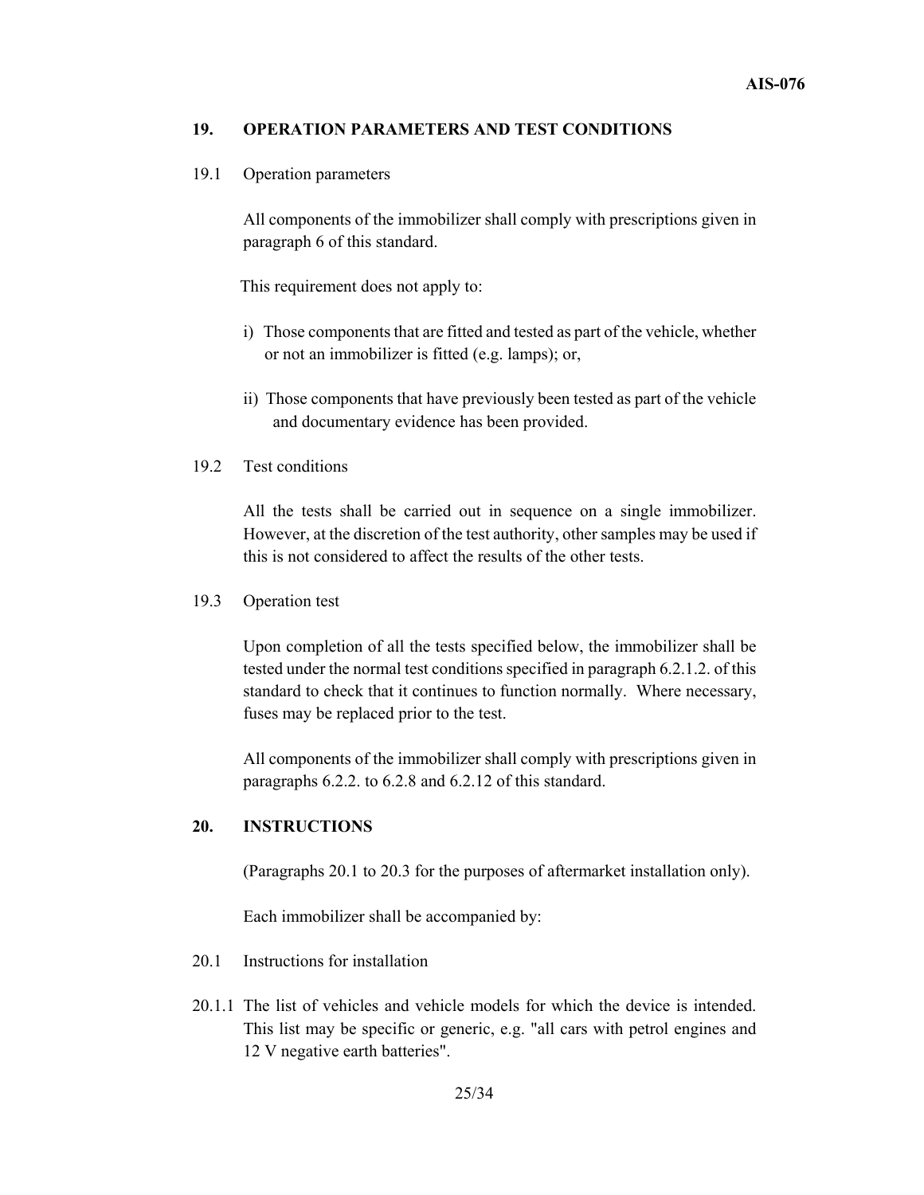## 19. OPERATION PARAMETERS AND TEST CONDITIONS

19.1 Operation parameters

All components of the immobilizer shall comply with prescriptions given in paragraph 6 of this standard.

This requirement does not apply to:

i) Those components that are fitted and tested as part of the vehicle, whether or not an immobilizer is fitted (e.g. lamps); or,

ii) Those components that have previously been tested as part of the vehicle and documentary evidence has been provided.

19.2 Test conditions

All the tests shall be carried out in sequence on a single immobilizer. However, at the discretion of the test authority, other samples may be used if this is not considered to affect the results of the other tests.

19.3 Operation test

Upon completion of all the tests specified below, the immobilizer shall be tested under the normal test conditions specified in paragraph 6.2.1.2. of this standard to check that it continues to function normally. Where necessary, fuses may be replaced prior to the test.

All components of the immobilizer shall comply with prescriptions given in paragraphs 6.2.2. to 6.2.8 and 6.2.12 of this standard.

## 20. INSTRUCTIONS

(Paragraphs 20.1 to 20.3 for the purposes of aftermarket installation only).

Each immobilizer shall be accompanied by:

20.1 Instructions for installation

20.1.1 The list of vehicles and vehicle models for which the device is intended. This list may be specific or generic, e.g. "all cars with petrol engines and 12 V negative earth batteries".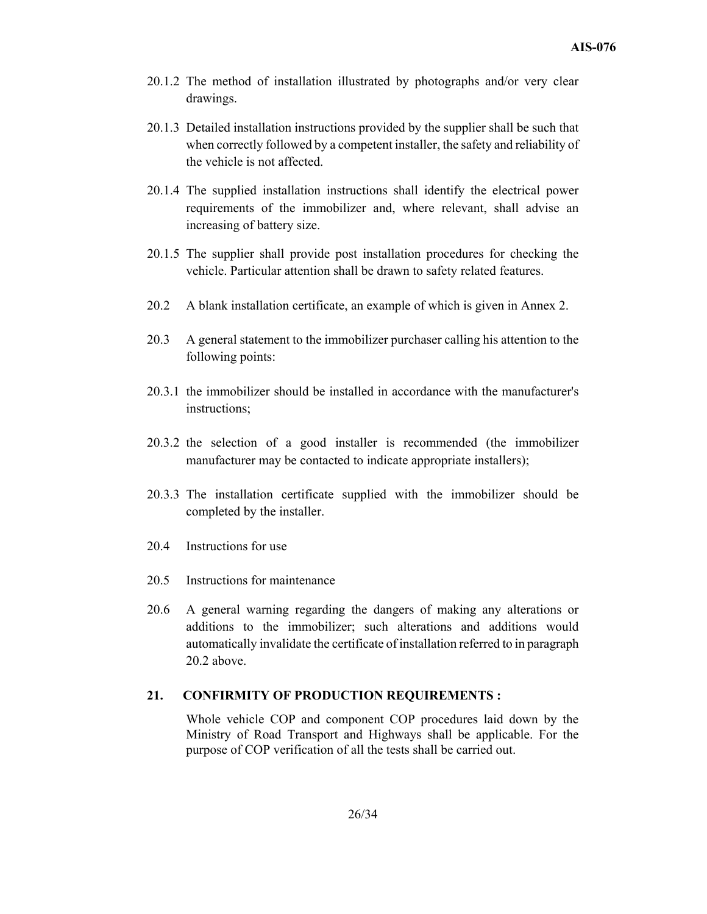20.1.2 The method of installation illustrated by photographs and/or very clear drawings.

20.1.3 Detailed installation instructions provided by the supplier shall be such that when correctly followed by a competent installer, the safety and reliability of the vehicle is not affected.

20.1.4 The supplied installation instructions shall identify the electrical power requirements of the immobilizer and, where relevant, shall advise an increasing of battery size.

20.1.5 The supplier shall provide post installation procedures for checking the vehicle. Particular attention shall be drawn to safety related features.

20.2 A blank installation certificate, an example of which is given in Annex 2.

20.3 A general statement to the immobilizer purchaser calling his attention to the following points:

20.3.1 the immobilizer should be installed in accordance with the manufacturer's instructions;

20.3.2 the selection of a good installer is recommended (the immobilizer manufacturer may be contacted to indicate appropriate installers);

20.3.3 The installation certificate supplied with the immobilizer should be completed by the installer.

20.4 Instructions for use

20.5 Instructions for maintenance

20.6 A general warning regarding the dangers of making any alterations or additions to the immobilizer; such alterations and additions would automatically invalidate the certificate of installation referred to in paragraph 20.2 above.

## 21. CONFIRMITY OF PRODUCTION REQUIREMENTS :

Whole vehicle COP and component COP procedures laid down by the Ministry of Road Transport and Highways shall be applicable. For the purpose of COP verification of all the tests shall be carried out.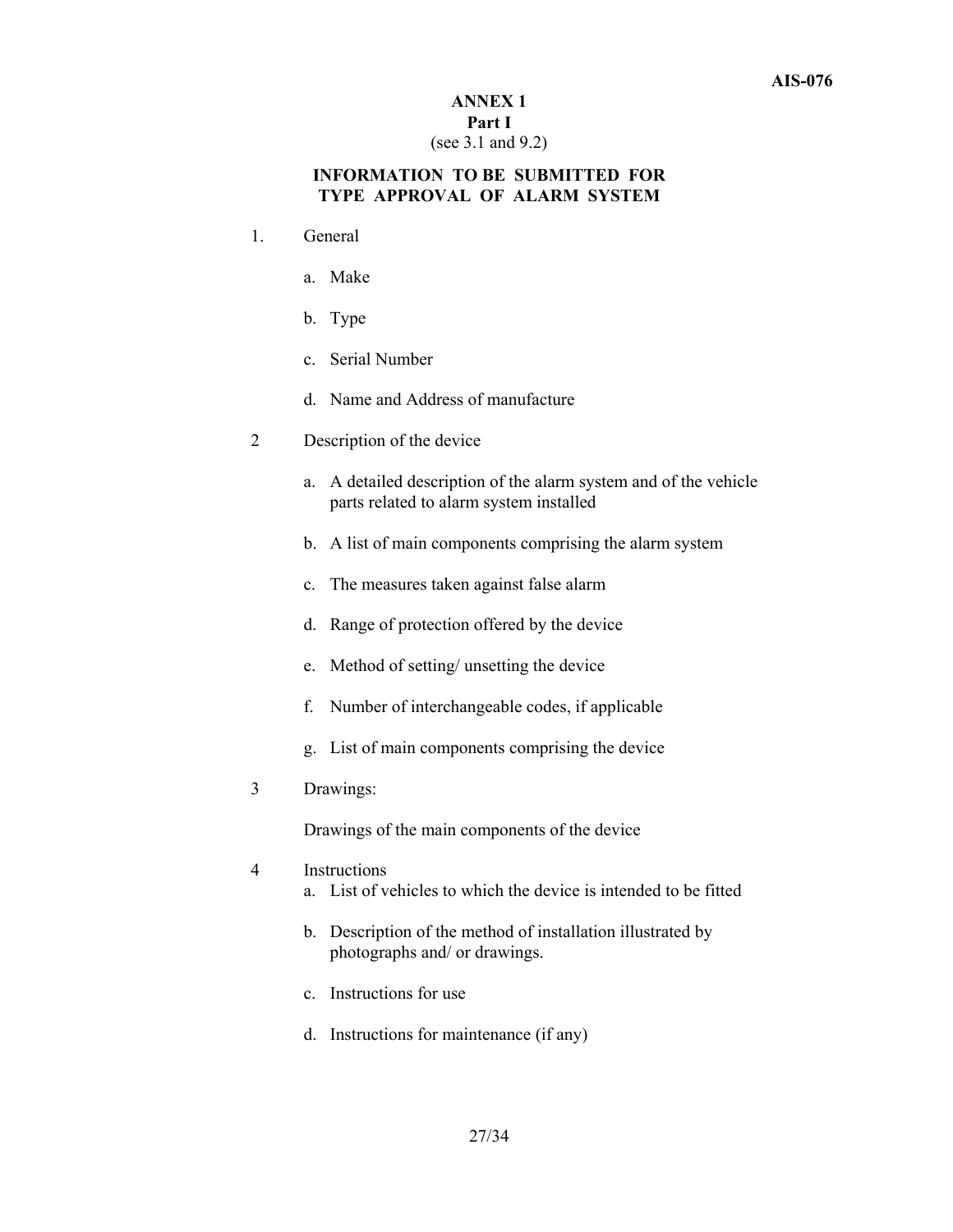# ANNEX 1

## Part I

(see 3.1 and 9.2)

## INFORMATION TO BE SUBMITTED FOR TYPE APPROVAL OF ALARM SYSTEM

1. General

   a. Make

   b. Type

   c. Serial Number

   d. Name and Address of manufacture

2 Description of the device

   a. A detailed description of the alarm system and of the vehicle parts related to alarm system installed

   b. A list of main components comprising the alarm system

   c. The measures taken against false alarm

   d. Range of protection offered by the device

   e. Method of setting/ unsetting the device

   f. Number of interchangeable codes, if applicable

   g. List of main components comprising the device

3 Drawings:

   Drawings of the main components of the device

4 Instructions

   a. List of vehicles to which the device is intended to be fitted

   b. Description of the method of installation illustrated by photographs and/ or drawings.

   c. Instructions for use

   d. Instructions for maintenance (if any)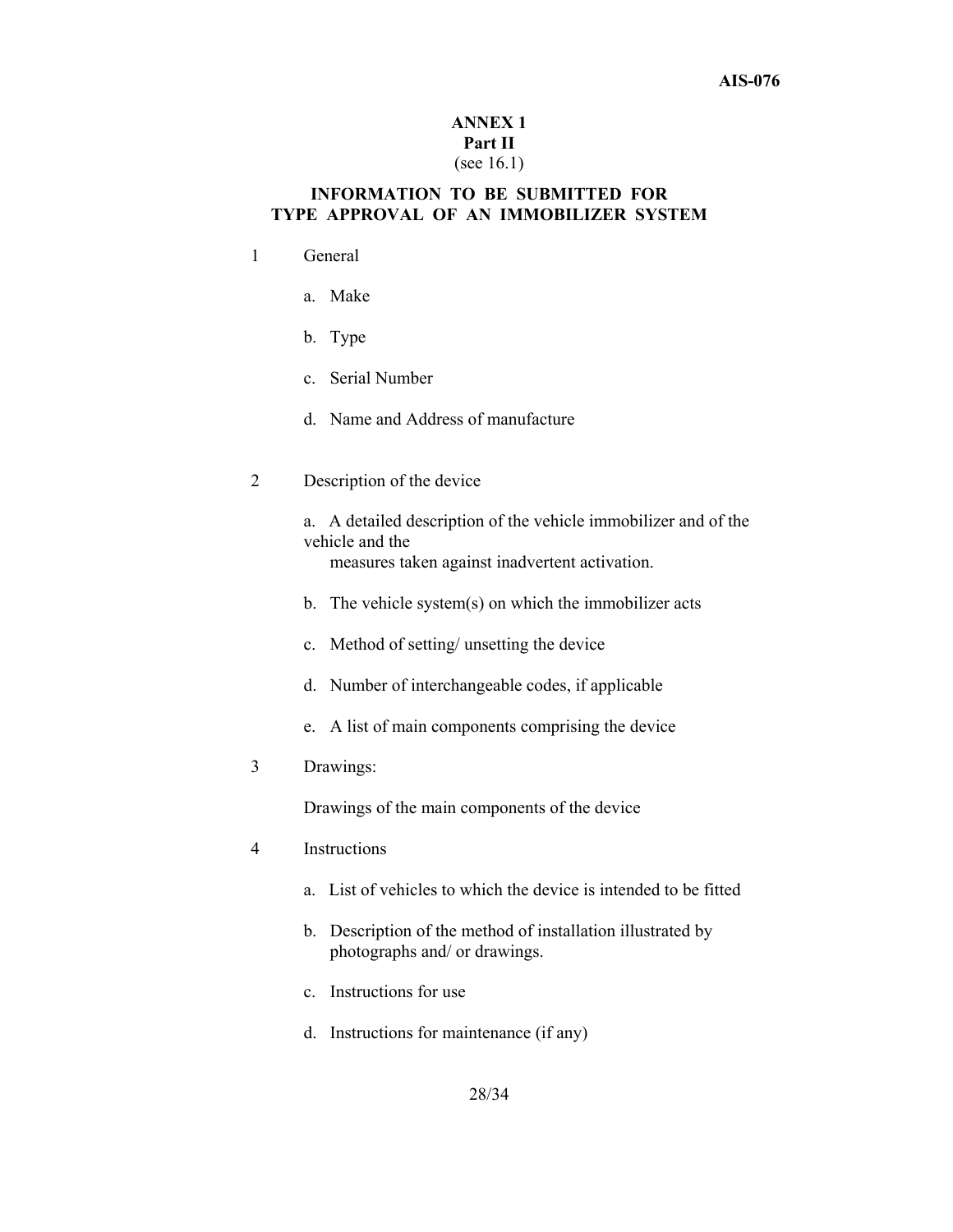**ANNEX 1**
**Part II**
(see 16.1)

**INFORMATION TO BE SUBMITTED FOR TYPE APPROVAL OF AN IMMOBILIZER SYSTEM**

1 General

a. Make

b. Type

c. Serial Number

d. Name and Address of manufacture

2 Description of the device

a. A detailed description of the vehicle immobilizer and of the vehicle and the measures taken against inadvertent activation.

b. The vehicle system(s) on which the immobilizer acts

c. Method of setting/ unsetting the device

d. Number of interchangeable codes, if applicable

e. A list of main components comprising the device

3 Drawings:

Drawings of the main components of the device

4 Instructions

a. List of vehicles to which the device is intended to be fitted

b. Description of the method of installation illustrated by photographs and/ or drawings.

c. Instructions for use

d. Instructions for maintenance (if any)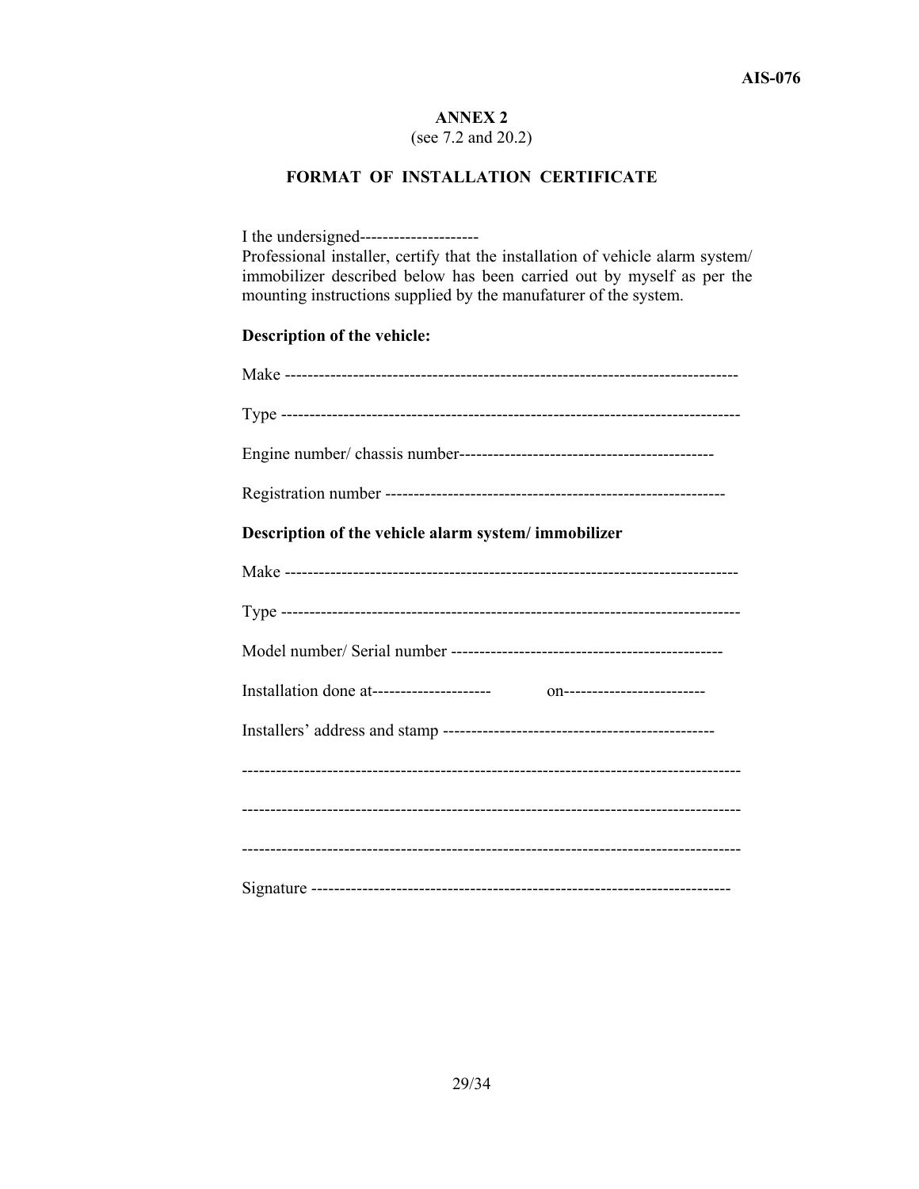## ANNEX 2

(see 7.2 and 20.2)

### FORMAT OF INSTALLATION CERTIFICATE

I the undersigned---------------------
Professional installer, certify that the installation of vehicle alarm system/ immobilizer described below has been carried out by myself as per the mounting instructions supplied by the manufaturer of the system.

**Description of the vehicle:**

Make ---------------------------------------------------------------------------------

Type ---------------------------------------------------------------------------------

Engine number/ chassis number---------------------------------------------

Registration number -----------------------------------------------------------

**Description of the vehicle alarm system/ immobilizer**

Make ---------------------------------------------------------------------------------

Type ---------------------------------------------------------------------------------

Model number/ Serial number ------------------------------------------------

Installation done at--------------------- on-------------------------

Installers' address and stamp ------------------------------------------------

-----------------------------------------------------------------------------------------

-----------------------------------------------------------------------------------------

-----------------------------------------------------------------------------------------

Signature --------------------------------------------------------------------------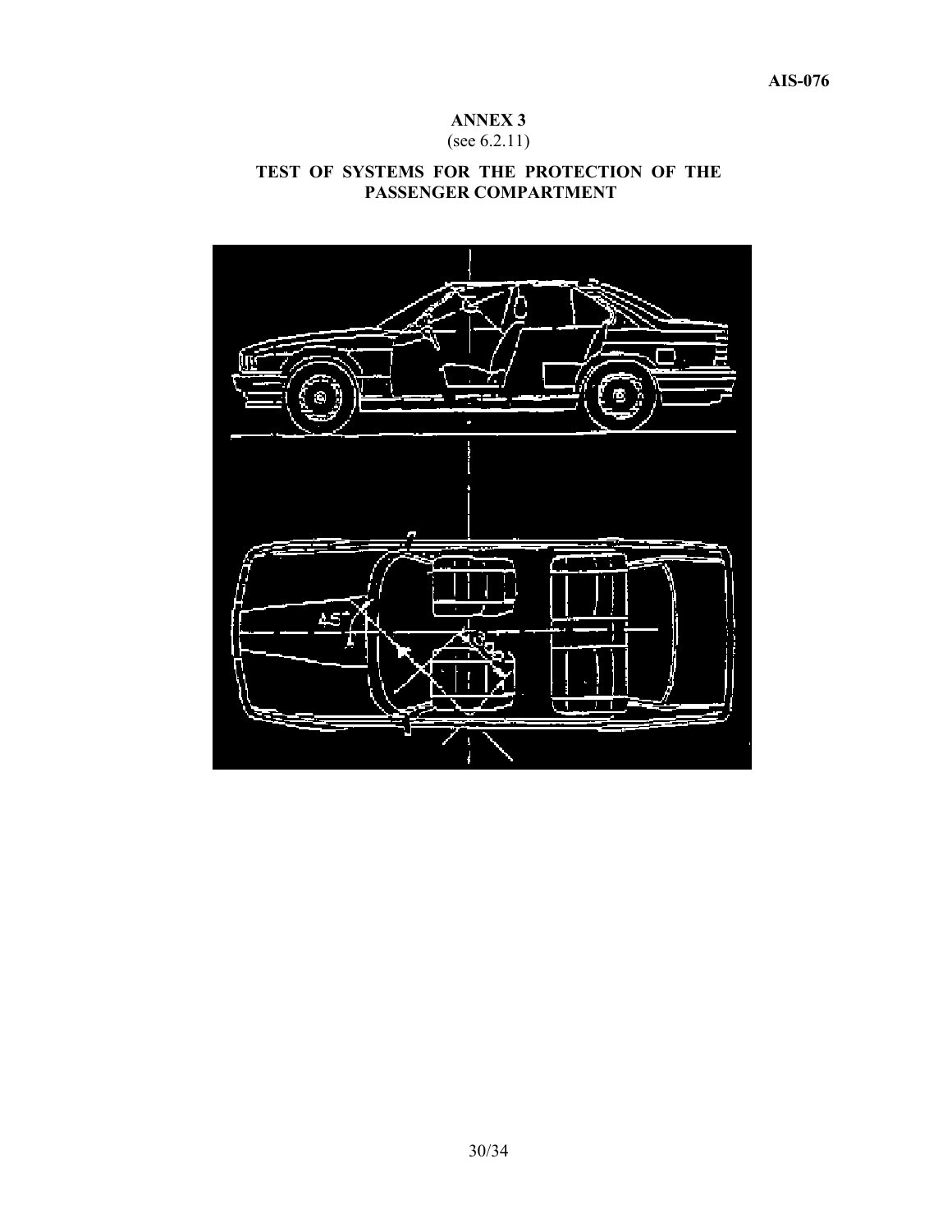## ANNEX 3

(see 6.2.11)

## TEST OF SYSTEMS FOR THE PROTECTION OF THE PASSENGER COMPARTMENT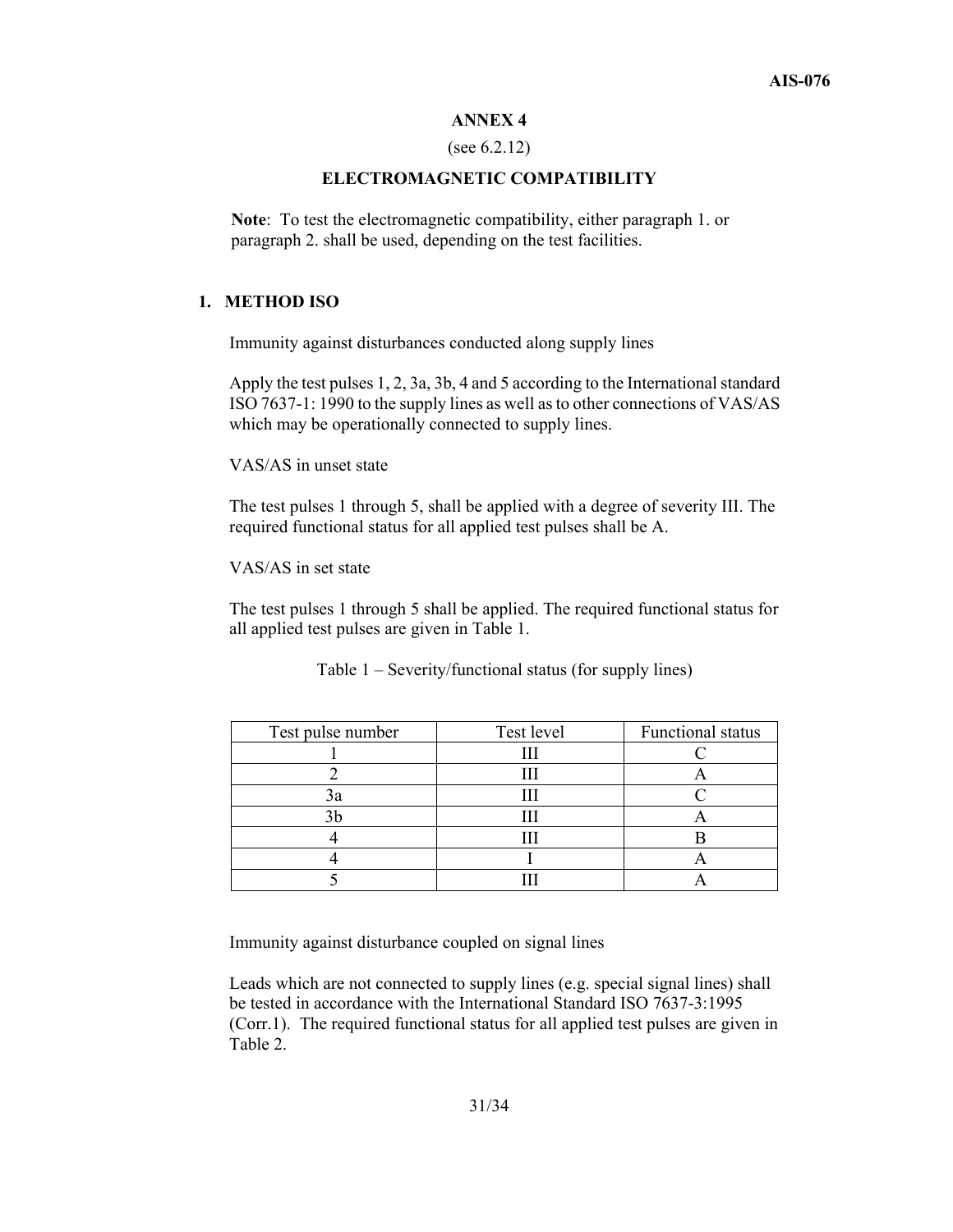## ANNEX 4

(see 6.2.12)

### ELECTROMAGNETIC COMPATIBILITY

**Note**: To test the electromagnetic compatibility, either paragraph 1. or paragraph 2. shall be used, depending on the test facilities.

### 1. METHOD ISO

Immunity against disturbances conducted along supply lines

Apply the test pulses 1, 2, 3a, 3b, 4 and 5 according to the International standard ISO 7637-1: 1990 to the supply lines as well as to other connections of VAS/AS which may be operationally connected to supply lines.

VAS/AS in unset state

The test pulses 1 through 5, shall be applied with a degree of severity III. The required functional status for all applied test pulses shall be A.

VAS/AS in set state

The test pulses 1 through 5 shall be applied. The required functional status for all applied test pulses are given in Table 1.

Table 1 – Severity/functional status (for supply lines)

| Test pulse number | Test level | Functional status |
|---|---|---|
| 1 | III | C |
| 2 | III | A |
| 3a | III | C |
| 3b | III | A |
| 4 | III | B |
| 4 | I | A |
| 5 | III | A |

Immunity against disturbance coupled on signal lines

Leads which are not connected to supply lines (e.g. special signal lines) shall be tested in accordance with the International Standard ISO 7637-3:1995 (Corr.1). The required functional status for all applied test pulses are given in Table 2.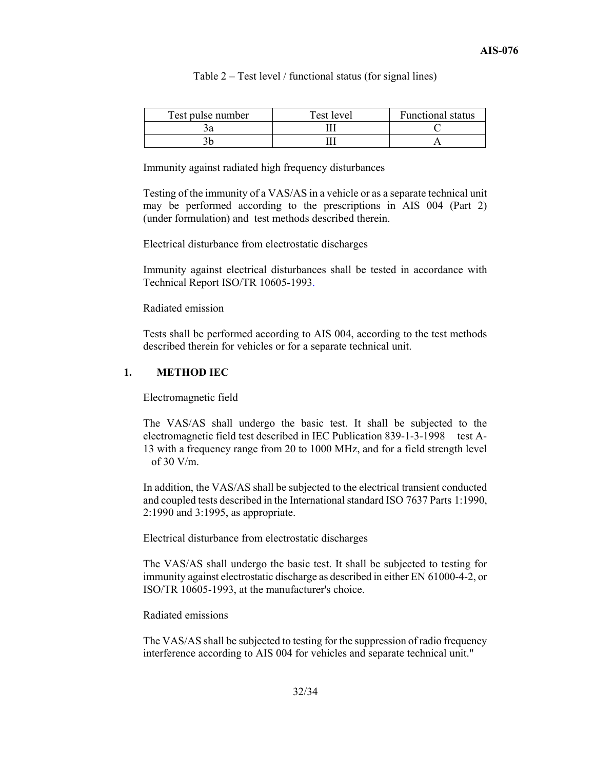Table 2 – Test level / functional status (for signal lines)

| Test pulse number | Test level | Functional status |
|---|---|---|
| 3a | III | C |
| 3b | III | A |

Immunity against radiated high frequency disturbances

Testing of the immunity of a VAS/AS in a vehicle or as a separate technical unit may be performed according to the prescriptions in AIS 004 (Part 2) (under formulation) and test methods described therein.

Electrical disturbance from electrostatic discharges

Immunity against electrical disturbances shall be tested in accordance with Technical Report ISO/TR 10605-1993.

Radiated emission

Tests shall be performed according to AIS 004, according to the test methods described therein for vehicles or for a separate technical unit.

## 1. METHOD IEC

Electromagnetic field

The VAS/AS shall undergo the basic test. It shall be subjected to the electromagnetic field test described in IEC Publication 839-1-3-1998 test A-13 with a frequency range from 20 to 1000 MHz, and for a field strength level of 30 V/m.

In addition, the VAS/AS shall be subjected to the electrical transient conducted and coupled tests described in the International standard ISO 7637 Parts 1:1990, 2:1990 and 3:1995, as appropriate.

Electrical disturbance from electrostatic discharges

The VAS/AS shall undergo the basic test. It shall be subjected to testing for immunity against electrostatic discharge as described in either EN 61000-4-2, or ISO/TR 10605-1993, at the manufacturer's choice.

Radiated emissions

The VAS/AS shall be subjected to testing for the suppression of radio frequency interference according to AIS 004 for vehicles and separate technical unit."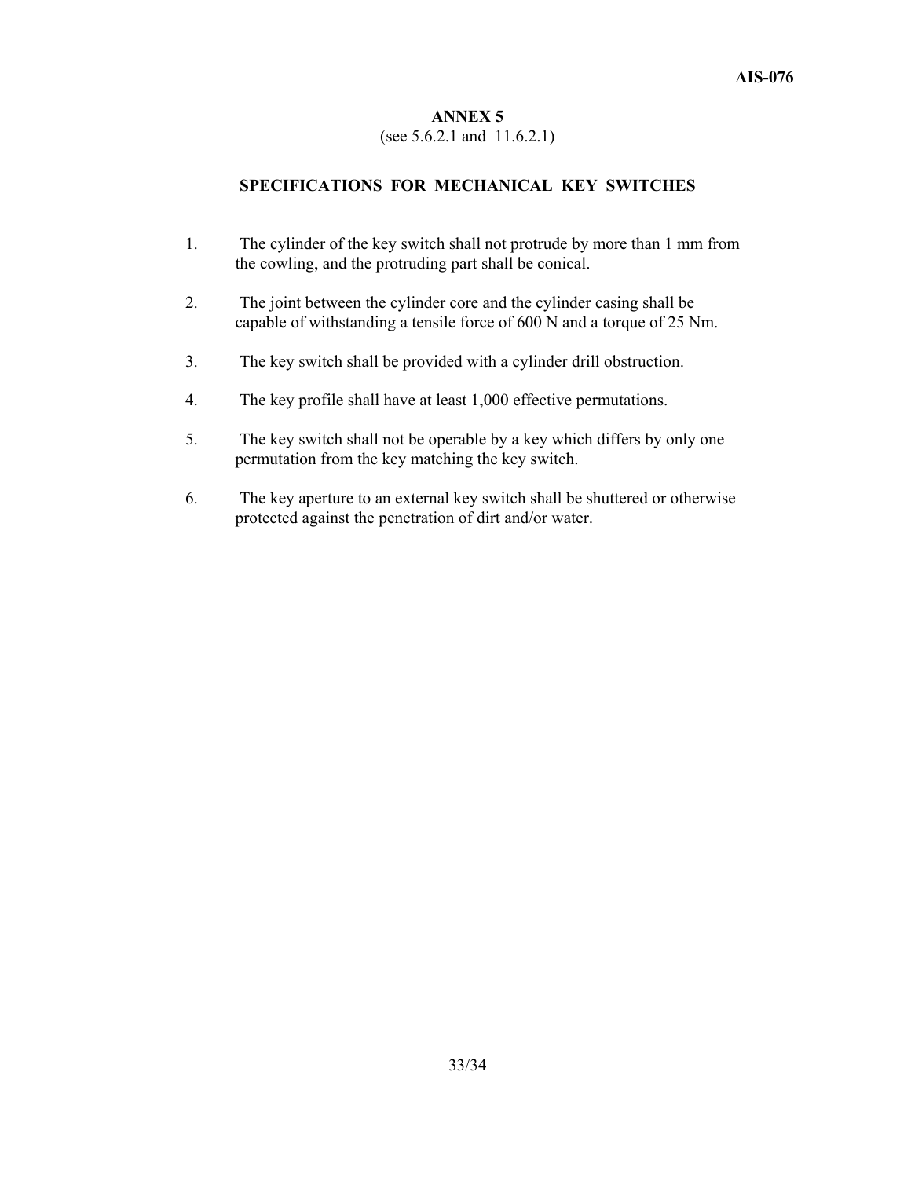## ANNEX 5

(see 5.6.2.1 and 11.6.2.1)

### SPECIFICATIONS FOR MECHANICAL KEY SWITCHES

1. The cylinder of the key switch shall not protrude by more than 1 mm from the cowling, and the protruding part shall be conical.

2. The joint between the cylinder core and the cylinder casing shall be capable of withstanding a tensile force of 600 N and a torque of 25 Nm.

3. The key switch shall be provided with a cylinder drill obstruction.

4. The key profile shall have at least 1,000 effective permutations.

5. The key switch shall not be operable by a key which differs by only one permutation from the key matching the key switch.

6. The key aperture to an external key switch shall be shuttered or otherwise protected against the penetration of dirt and/or water.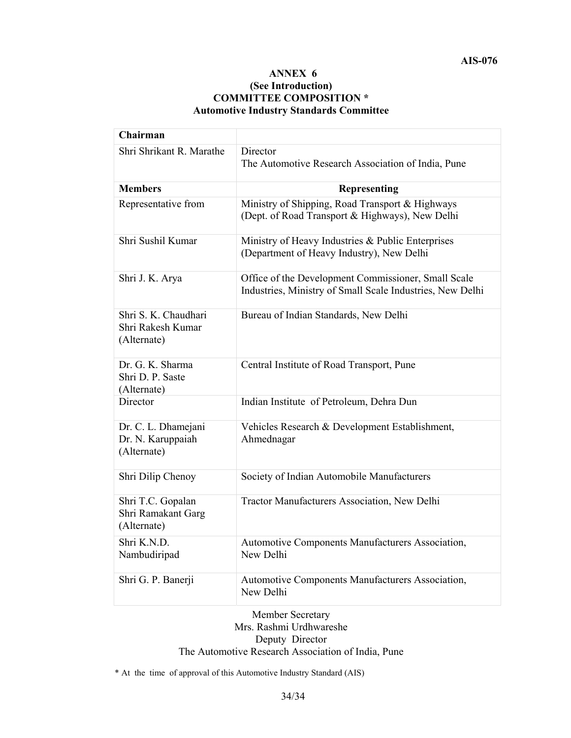## ANNEX 6
### (See Introduction)
### COMMITTEE COMPOSITION *
### Automotive Industry Standards Committee

| | |
|---|---|
| **Chairman** | |
| Shri Shrikant R. Marathe | Director<br>The Automotive Research Association of India, Pune |
| **Members** | **Representing** |
| Representative from | Ministry of Shipping, Road Transport & Highways (Dept. of Road Transport & Highways), New Delhi |
| Shri Sushil Kumar | Ministry of Heavy Industries & Public Enterprises (Department of Heavy Industry), New Delhi |
| Shri J. K. Arya | Office of the Development Commissioner, Small Scale Industries, Ministry of Small Scale Industries, New Delhi |
| Shri S. K. Chaudhari<br>Shri Rakesh Kumar (Alternate) | Bureau of Indian Standards, New Delhi |
| Dr. G. K. Sharma<br>Shri D. P. Saste (Alternate) | Central Institute of Road Transport, Pune |
| Director | Indian Institute of Petroleum, Dehra Dun |
| Dr. C. L. Dhamejani<br>Dr. N. Karuppaiah (Alternate) | Vehicles Research & Development Establishment, Ahmednagar |
| Shri Dilip Chenoy | Society of Indian Automobile Manufacturers |
| Shri T.C. Gopalan<br>Shri Ramakant Garg (Alternate) | Tractor Manufacturers Association, New Delhi |
| Shri K.N.D. Nambudiripad | Automotive Components Manufacturers Association, New Delhi |
| Shri G. P. Banerji | Automotive Components Manufacturers Association, New Delhi |

Member Secretary
Mrs. Rashmi Urdhwareshe
Deputy Director
The Automotive Research Association of India, Pune

* At the time of approval of this Automotive Industry Standard (AIS)